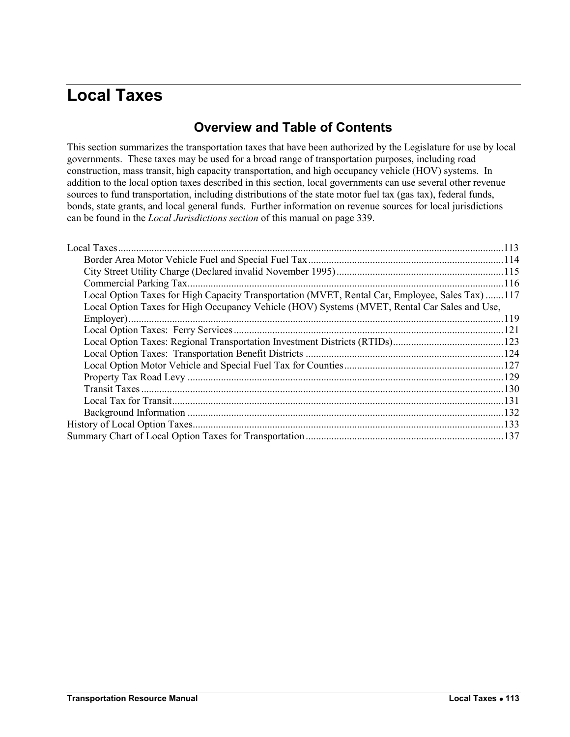# Local Taxes

## Overview and Table of Contents

This section summarizes the transportation taxes that have been authorized by the Legislature for use by local governments. These taxes may be used for a broad range of transportation purposes, including road construction, mass transit, high capacity transportation, and high occupancy vehicle (HOV) systems. In addition to the local option taxes described in this section, local governments can use several other revenue sources to fund transportation, including distributions of the state motor fuel tax (gas tax), federal funds, bonds, state grants, and local general funds. Further information on revenue sources for local jurisdictions can be found in the *Local Jurisdictions section* of this manual on page 339.

- Local Taxes ..... 113
  - Border Area Motor Vehicle Fuel and Special Fuel Tax ..... 114
  - City Street Utility Charge (Declared invalid November 1995) ..... 115
  - Commercial Parking Tax ..... 116
  - Local Option Taxes for High Capacity Transportation (MVET, Rental Car, Employee, Sales Tax) ..... 117
  - Local Option Taxes for High Occupancy Vehicle (HOV) Systems (MVET, Rental Car Sales and Use, Employer) ..... 119
  - Local Option Taxes: Ferry Services ..... 121
  - Local Option Taxes: Regional Transportation Investment Districts (RTIDs) ..... 123
  - Local Option Taxes: Transportation Benefit Districts ..... 124
  - Local Option Motor Vehicle and Special Fuel Tax for Counties ..... 127
  - Property Tax Road Levy ..... 129
  - Transit Taxes ..... 130
  - Local Tax for Transit ..... 131
  - Background Information ..... 132
- History of Local Option Taxes ..... 133
- Summary Chart of Local Option Taxes for Transportation ..... 137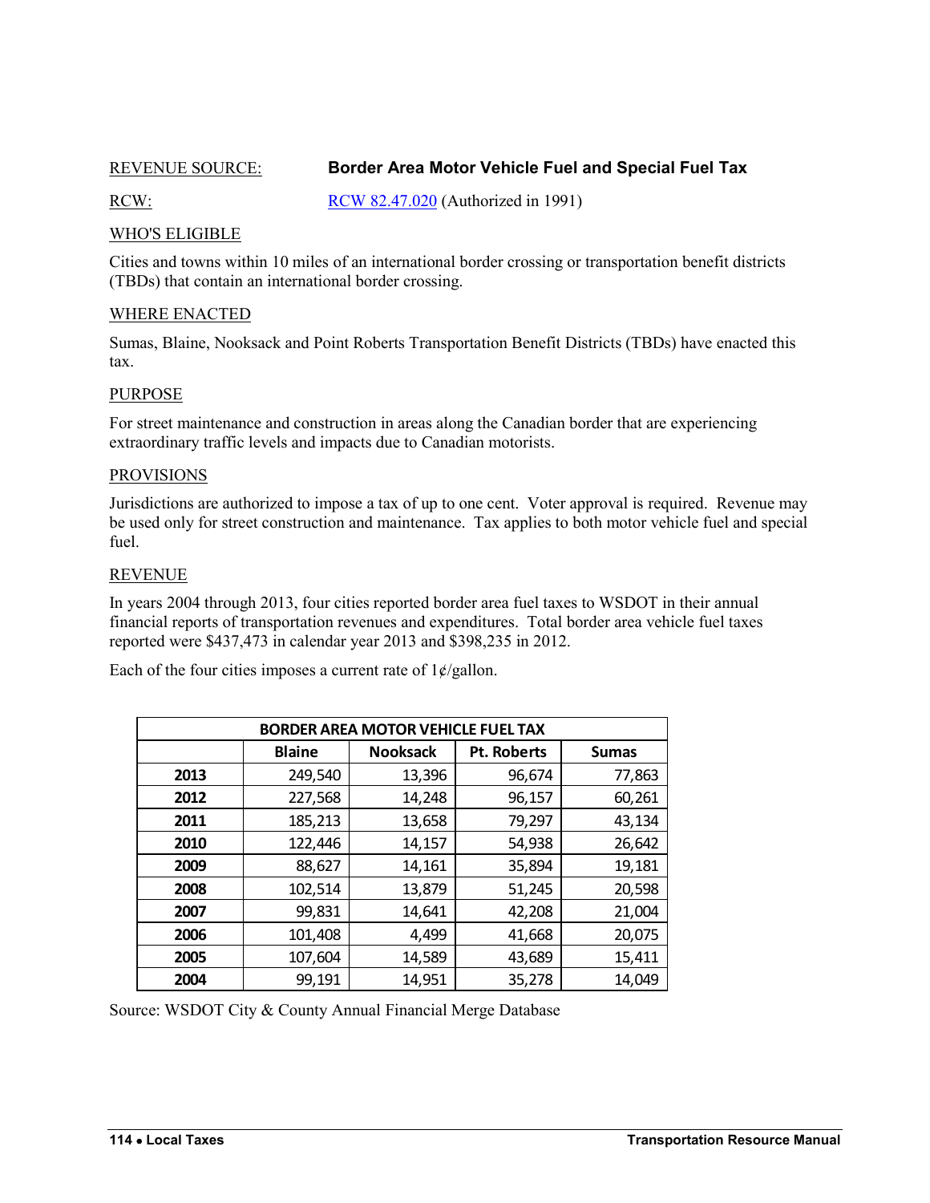REVENUE SOURCE: **Border Area Motor Vehicle Fuel and Special Fuel Tax**

RCW: [RCW 82.47.020](RCW 82.47.020) (Authorized in 1991)

WHO'S ELIGIBLE

Cities and towns within 10 miles of an international border crossing or transportation benefit districts (TBDs) that contain an international border crossing.

WHERE ENACTED

Sumas, Blaine, Nooksack and Point Roberts Transportation Benefit Districts (TBDs) have enacted this tax.

PURPOSE

For street maintenance and construction in areas along the Canadian border that are experiencing extraordinary traffic levels and impacts due to Canadian motorists.

PROVISIONS

Jurisdictions are authorized to impose a tax of up to one cent. Voter approval is required. Revenue may be used only for street construction and maintenance. Tax applies to both motor vehicle fuel and special fuel.

REVENUE

In years 2004 through 2013, four cities reported border area fuel taxes to WSDOT in their annual financial reports of transportation revenues and expenditures. Total border area vehicle fuel taxes reported were $437,473 in calendar year 2013 and $398,235 in 2012.

Each of the four cities imposes a current rate of 1¢/gallon.

| BORDER AREA MOTOR VEHICLE FUEL TAX | | | | |
|---|---|---|---|---|
| | **Blaine** | **Nooksack** | **Pt. Roberts** | **Sumas** |
| **2013** | 249,540 | 13,396 | 96,674 | 77,863 |
| **2012** | 227,568 | 14,248 | 96,157 | 60,261 |
| **2011** | 185,213 | 13,658 | 79,297 | 43,134 |
| **2010** | 122,446 | 14,157 | 54,938 | 26,642 |
| **2009** | 88,627 | 14,161 | 35,894 | 19,181 |
| **2008** | 102,514 | 13,879 | 51,245 | 20,598 |
| **2007** | 99,831 | 14,641 | 42,208 | 21,004 |
| **2006** | 101,408 | 4,499 | 41,668 | 20,075 |
| **2005** | 107,604 | 14,589 | 43,689 | 15,411 |
| **2004** | 99,191 | 14,951 | 35,278 | 14,049 |

Source: WSDOT City & County Annual Financial Merge Database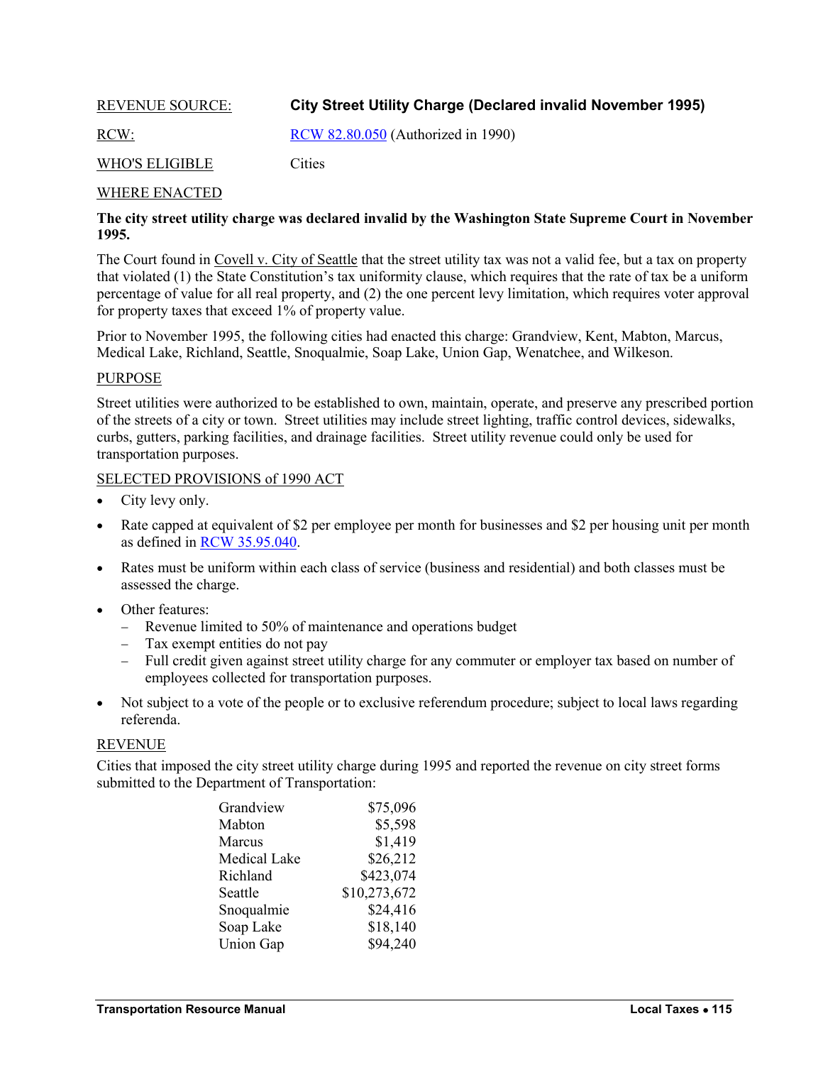REVENUE SOURCE: **City Street Utility Charge (Declared invalid November 1995)**

RCW: RCW 82.80.050 (Authorized in 1990)

WHO'S ELIGIBLE Cities

WHERE ENACTED

**The city street utility charge was declared invalid by the Washington State Supreme Court in November 1995.**

The Court found in Covell v. City of Seattle that the street utility tax was not a valid fee, but a tax on property that violated (1) the State Constitution's tax uniformity clause, which requires that the rate of tax be a uniform percentage of value for all real property, and (2) the one percent levy limitation, which requires voter approval for property taxes that exceed 1% of property value.

Prior to November 1995, the following cities had enacted this charge: Grandview, Kent, Mabton, Marcus, Medical Lake, Richland, Seattle, Snoqualmie, Soap Lake, Union Gap, Wenatchee, and Wilkeson.

PURPOSE

Street utilities were authorized to be established to own, maintain, operate, and preserve any prescribed portion of the streets of a city or town. Street utilities may include street lighting, traffic control devices, sidewalks, curbs, gutters, parking facilities, and drainage facilities. Street utility revenue could only be used for transportation purposes.

SELECTED PROVISIONS of 1990 ACT

- City levy only.
- Rate capped at equivalent of $2 per employee per month for businesses and $2 per housing unit per month as defined in RCW 35.95.040.
- Rates must be uniform within each class of service (business and residential) and both classes must be assessed the charge.
- Other features:
  - Revenue limited to 50% of maintenance and operations budget
  - Tax exempt entities do not pay
  - Full credit given against street utility charge for any commuter or employer tax based on number of employees collected for transportation purposes.
- Not subject to a vote of the people or to exclusive referendum procedure; subject to local laws regarding referenda.

REVENUE

Cities that imposed the city street utility charge during 1995 and reported the revenue on city street forms submitted to the Department of Transportation:

| | |
|---|---:|
| Grandview | $75,096 |
| Mabton | $5,598 |
| Marcus | $1,419 |
| Medical Lake | $26,212 |
| Richland | $423,074 |
| Seattle | $10,273,672 |
| Snoqualmie | $24,416 |
| Soap Lake | $18,140 |
| Union Gap | $94,240 |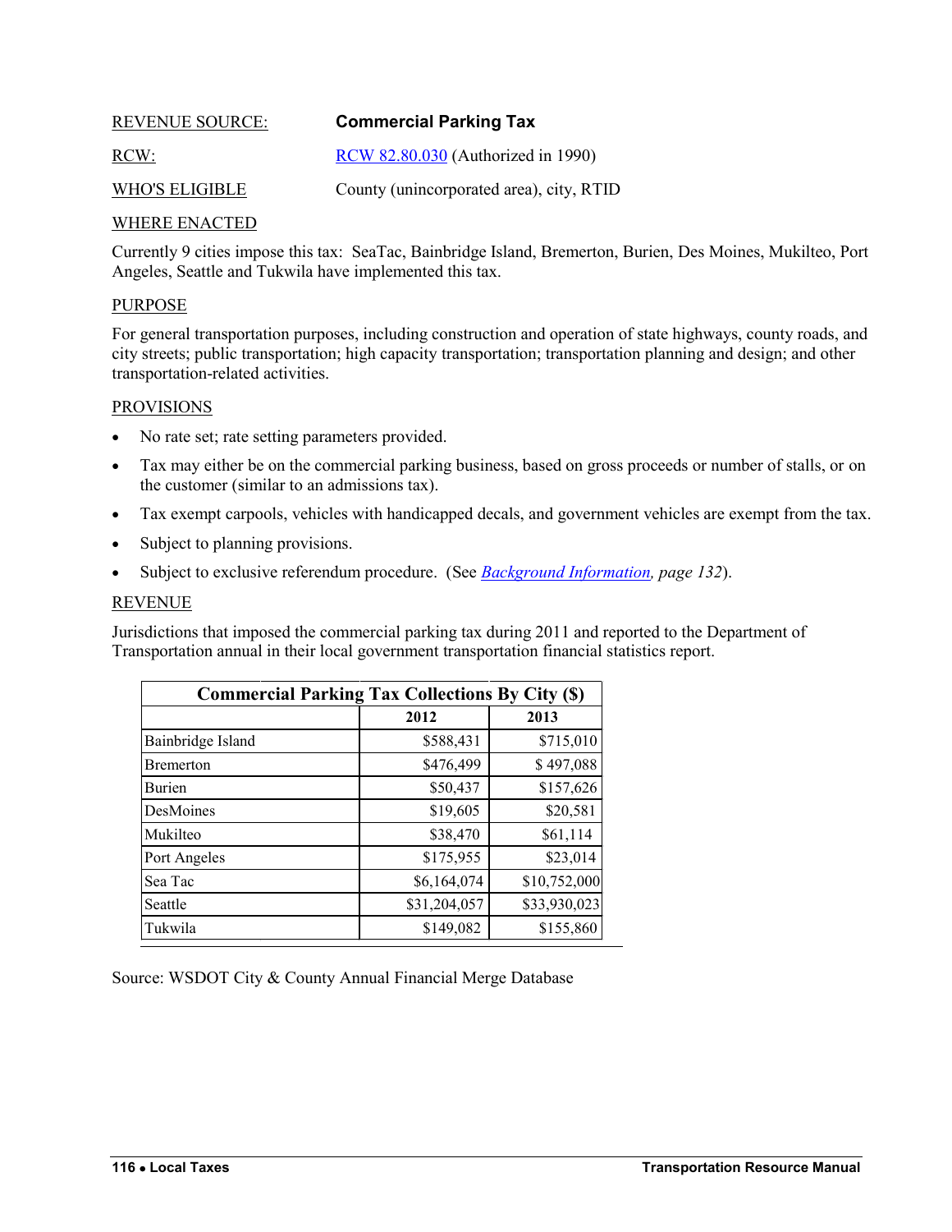REVENUE SOURCE: **Commercial Parking Tax**

RCW: [RCW 82.80.030](RCW 82.80.030) (Authorized in 1990)

WHO'S ELIGIBLE County (unincorporated area), city, RTID

WHERE ENACTED

Currently 9 cities impose this tax: SeaTac, Bainbridge Island, Bremerton, Burien, Des Moines, Mukilteo, Port Angeles, Seattle and Tukwila have implemented this tax.

PURPOSE

For general transportation purposes, including construction and operation of state highways, county roads, and city streets; public transportation; high capacity transportation; transportation planning and design; and other transportation-related activities.

PROVISIONS

- No rate set; rate setting parameters provided.
- Tax may either be on the commercial parking business, based on gross proceeds or number of stalls, or on the customer (similar to an admissions tax).
- Tax exempt carpools, vehicles with handicapped decals, and government vehicles are exempt from the tax.
- Subject to planning provisions.
- Subject to exclusive referendum procedure. (See *Background Information, page 132*).

REVENUE

Jurisdictions that imposed the commercial parking tax during 2011 and reported to the Department of Transportation annual in their local government transportation financial statistics report.

| Commercial Parking Tax Collections By City ($) | | |
|---|---|---|
| | 2012 | 2013 |
| Bainbridge Island | $588,431 | $715,010 |
| Bremerton | $476,499 | $ 497,088 |
| Burien | $50,437 | $157,626 |
| DesMoines | $19,605 | $20,581 |
| Mukilteo | $38,470 | $61,114 |
| Port Angeles | $175,955 | $23,014 |
| Sea Tac | $6,164,074 | $10,752,000 |
| Seattle | $31,204,057 | $33,930,023 |
| Tukwila | $149,082 | $155,860 |

Source: WSDOT City & County Annual Financial Merge Database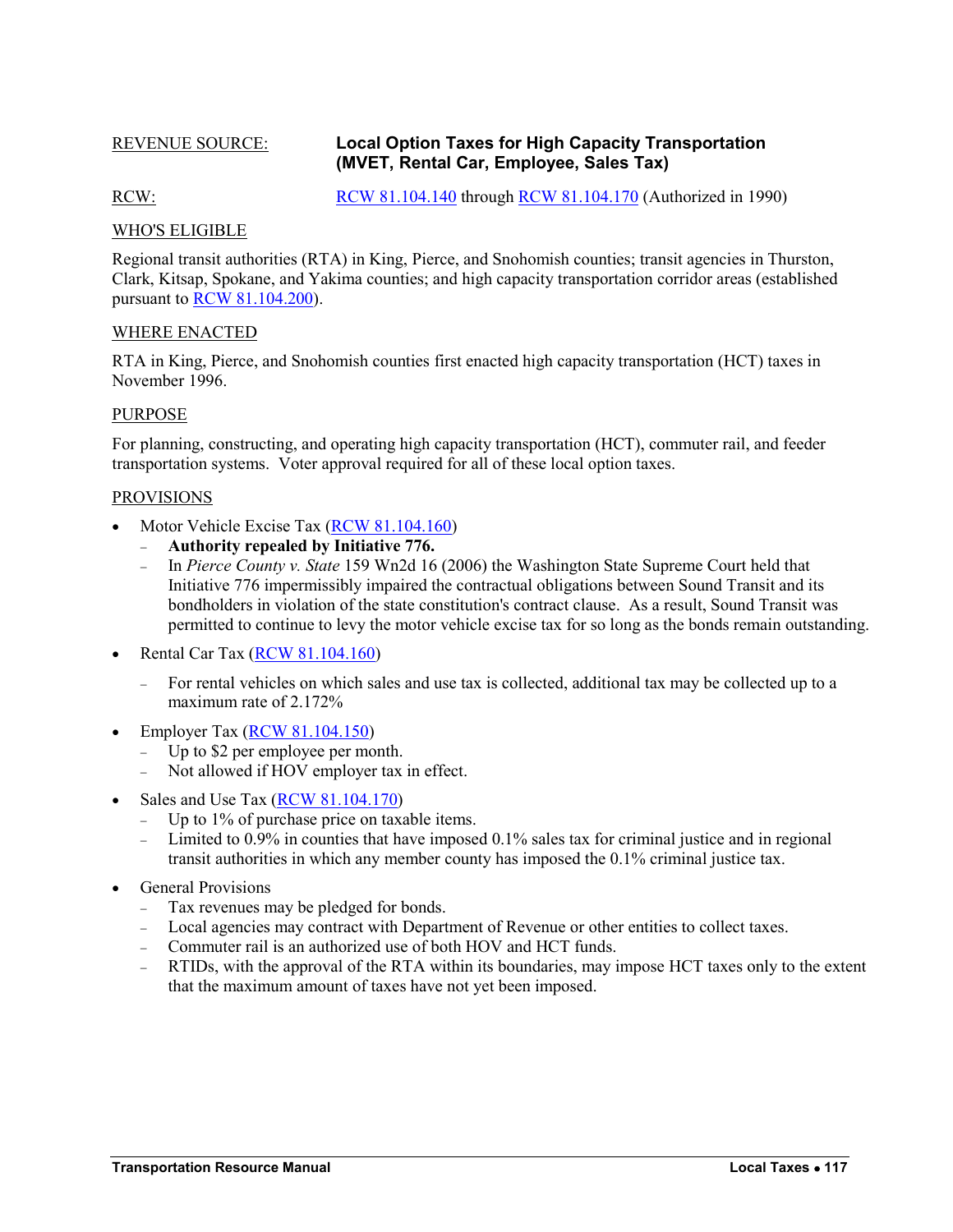REVENUE SOURCE: **Local Option Taxes for High Capacity Transportation (MVET, Rental Car, Employee, Sales Tax)**

RCW: RCW 81.104.140 through RCW 81.104.170 (Authorized in 1990)

## WHO'S ELIGIBLE

Regional transit authorities (RTA) in King, Pierce, and Snohomish counties; transit agencies in Thurston, Clark, Kitsap, Spokane, and Yakima counties; and high capacity transportation corridor areas (established pursuant to RCW 81.104.200).

## WHERE ENACTED

RTA in King, Pierce, and Snohomish counties first enacted high capacity transportation (HCT) taxes in November 1996.

## PURPOSE

For planning, constructing, and operating high capacity transportation (HCT), commuter rail, and feeder transportation systems. Voter approval required for all of these local option taxes.

## PROVISIONS

- Motor Vehicle Excise Tax (RCW 81.104.160)
  - **Authority repealed by Initiative 776.**
  - In *Pierce County v. State* 159 Wn2d 16 (2006) the Washington State Supreme Court held that Initiative 776 impermissibly impaired the contractual obligations between Sound Transit and its bondholders in violation of the state constitution's contract clause. As a result, Sound Transit was permitted to continue to levy the motor vehicle excise tax for so long as the bonds remain outstanding.
- Rental Car Tax (RCW 81.104.160)
  - For rental vehicles on which sales and use tax is collected, additional tax may be collected up to a maximum rate of 2.172%
- Employer Tax (RCW 81.104.150)
  - Up to $2 per employee per month.
  - Not allowed if HOV employer tax in effect.
- Sales and Use Tax (RCW 81.104.170)
  - Up to 1% of purchase price on taxable items.
  - Limited to 0.9% in counties that have imposed 0.1% sales tax for criminal justice and in regional transit authorities in which any member county has imposed the 0.1% criminal justice tax.
- General Provisions
  - Tax revenues may be pledged for bonds.
  - Local agencies may contract with Department of Revenue or other entities to collect taxes.
  - Commuter rail is an authorized use of both HOV and HCT funds.
  - RTIDs, with the approval of the RTA within its boundaries, may impose HCT taxes only to the extent that the maximum amount of taxes have not yet been imposed.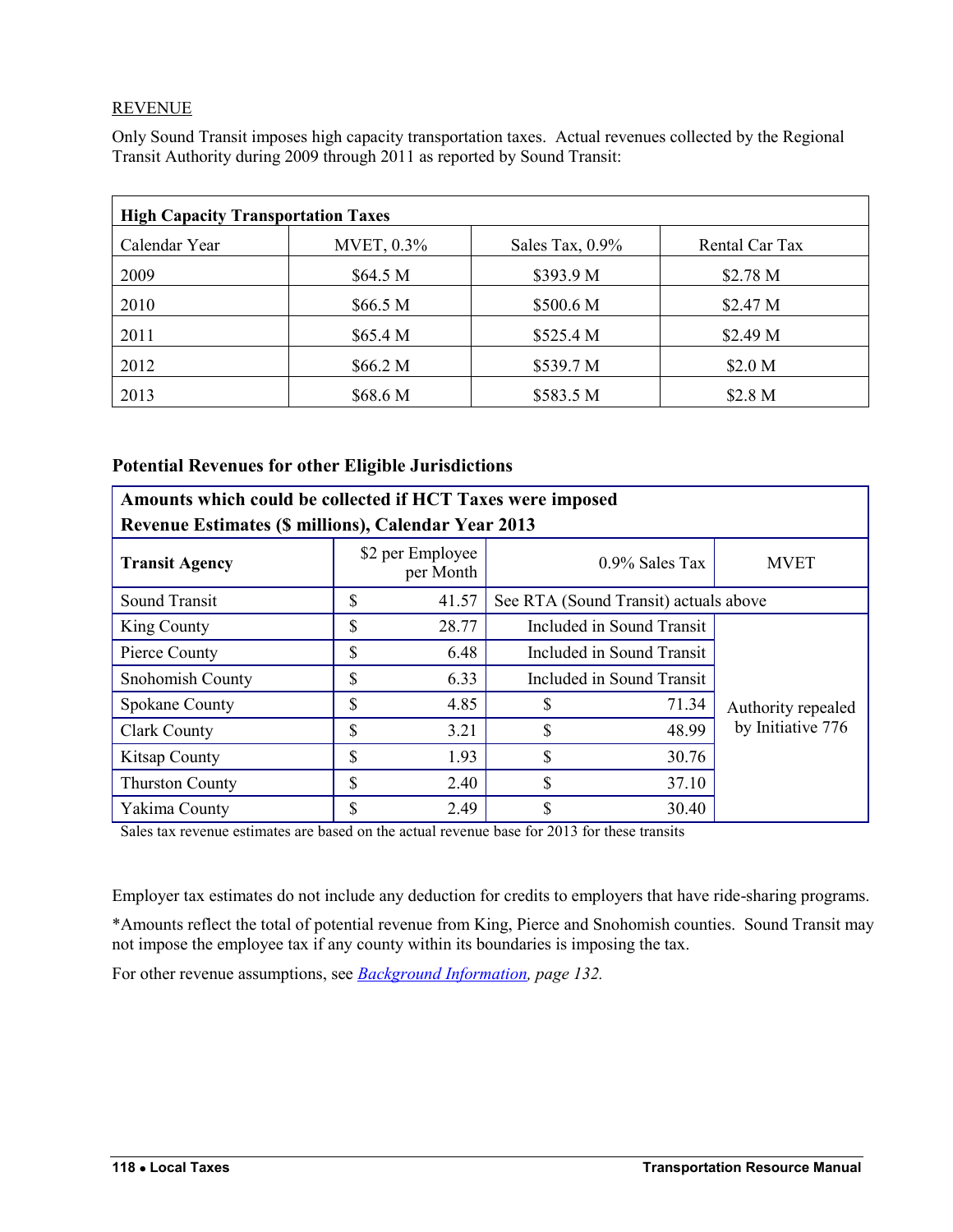REVENUE

Only Sound Transit imposes high capacity transportation taxes. Actual revenues collected by the Regional Transit Authority during 2009 through 2011 as reported by Sound Transit:

| High Capacity Transportation Taxes | | | |
|---|---|---|---|
| Calendar Year | MVET, 0.3% | Sales Tax, 0.9% | Rental Car Tax |
| 2009 | $64.5 M | $393.9 M | $2.78 M |
| 2010 | $66.5 M | $500.6 M | $2.47 M |
| 2011 | $65.4 M | $525.4 M | $2.49 M |
| 2012 | $66.2 M | $539.7 M | $2.0 M |
| 2013 | $68.6 M | $583.5 M | $2.8 M |

### Potential Revenues for other Eligible Jurisdictions

| Amounts which could be collected if HCT Taxes were imposed<br>Revenue Estimates ($ millions), Calendar Year 2013 | | | |
|---|---|---|---|
| **Transit Agency** | $2 per Employee per Month | 0.9% Sales Tax | MVET |
| Sound Transit | $ 41.57 | See RTA (Sound Transit) actuals above | |
| King County | $ 28.77 | Included in Sound Transit | Authority repealed by Initiative 776 |
| Pierce County | $ 6.48 | Included in Sound Transit | |
| Snohomish County | $ 6.33 | Included in Sound Transit | |
| Spokane County | $ 4.85 | $ 71.34 | |
| Clark County | $ 3.21 | $ 48.99 | |
| Kitsap County | $ 1.93 | $ 30.76 | |
| Thurston County | $ 2.40 | $ 37.10 | |
| Yakima County | $ 2.49 | $ 30.40 | |

Sales tax revenue estimates are based on the actual revenue base for 2013 for these transits

Employer tax estimates do not include any deduction for credits to employers that have ride-sharing programs.

*Amounts reflect the total of potential revenue from King, Pierce and Snohomish counties. Sound Transit may not impose the employee tax if any county within its boundaries is imposing the tax.

For other revenue assumptions, see *Background Information, page 132.*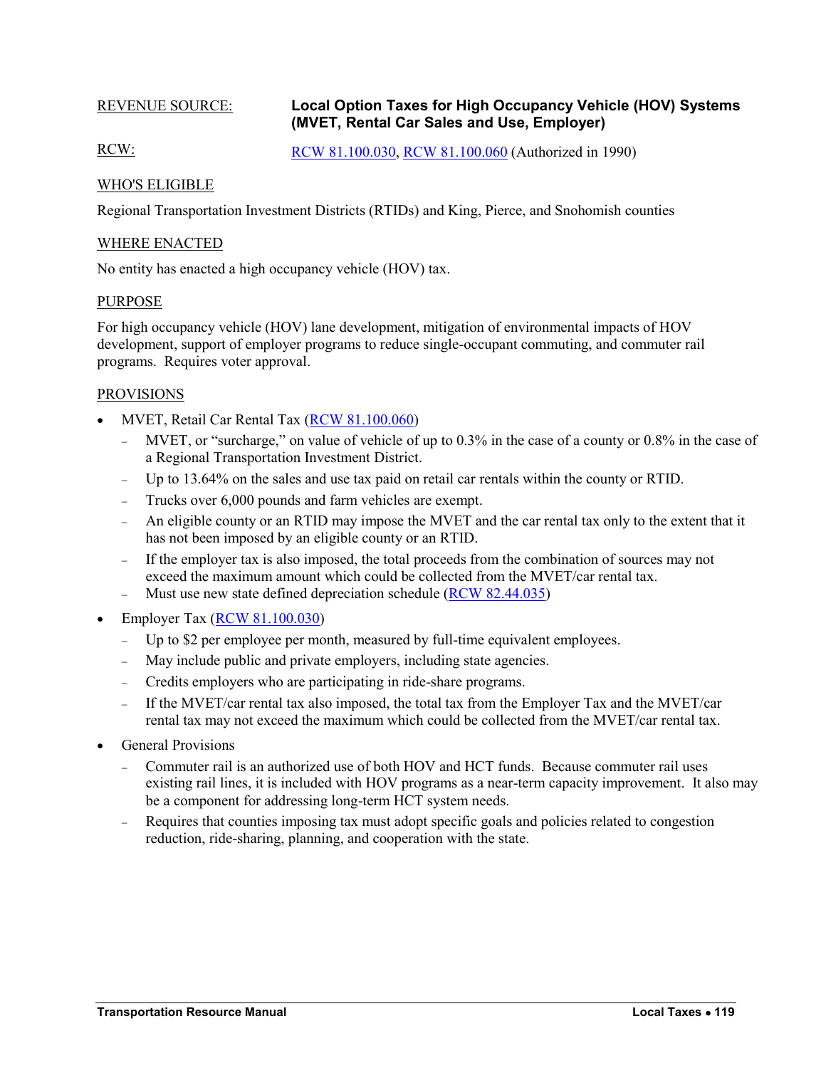REVENUE SOURCE: **Local Option Taxes for High Occupancy Vehicle (HOV) Systems (MVET, Rental Car Sales and Use, Employer)**

RCW: RCW 81.100.030, RCW 81.100.060 (Authorized in 1990)

## WHO'S ELIGIBLE

Regional Transportation Investment Districts (RTIDs) and King, Pierce, and Snohomish counties

## WHERE ENACTED

No entity has enacted a high occupancy vehicle (HOV) tax.

## PURPOSE

For high occupancy vehicle (HOV) lane development, mitigation of environmental impacts of HOV development, support of employer programs to reduce single-occupant commuting, and commuter rail programs. Requires voter approval.

## PROVISIONS

- MVET, Retail Car Rental Tax (RCW 81.100.060)
  - MVET, or "surcharge," on value of vehicle of up to 0.3% in the case of a county or 0.8% in the case of a Regional Transportation Investment District.
  - Up to 13.64% on the sales and use tax paid on retail car rentals within the county or RTID.
  - Trucks over 6,000 pounds and farm vehicles are exempt.
  - An eligible county or an RTID may impose the MVET and the car rental tax only to the extent that it has not been imposed by an eligible county or an RTID.
  - If the employer tax is also imposed, the total proceeds from the combination of sources may not exceed the maximum amount which could be collected from the MVET/car rental tax.
  - Must use new state defined depreciation schedule (RCW 82.44.035)
- Employer Tax (RCW 81.100.030)
  - Up to $2 per employee per month, measured by full-time equivalent employees.
  - May include public and private employers, including state agencies.
  - Credits employers who are participating in ride-share programs.
  - If the MVET/car rental tax also imposed, the total tax from the Employer Tax and the MVET/car rental tax may not exceed the maximum which could be collected from the MVET/car rental tax.
- General Provisions
  - Commuter rail is an authorized use of both HOV and HCT funds. Because commuter rail uses existing rail lines, it is included with HOV programs as a near-term capacity improvement. It also may be a component for addressing long-term HCT system needs.
  - Requires that counties imposing tax must adopt specific goals and policies related to congestion reduction, ride-sharing, planning, and cooperation with the state.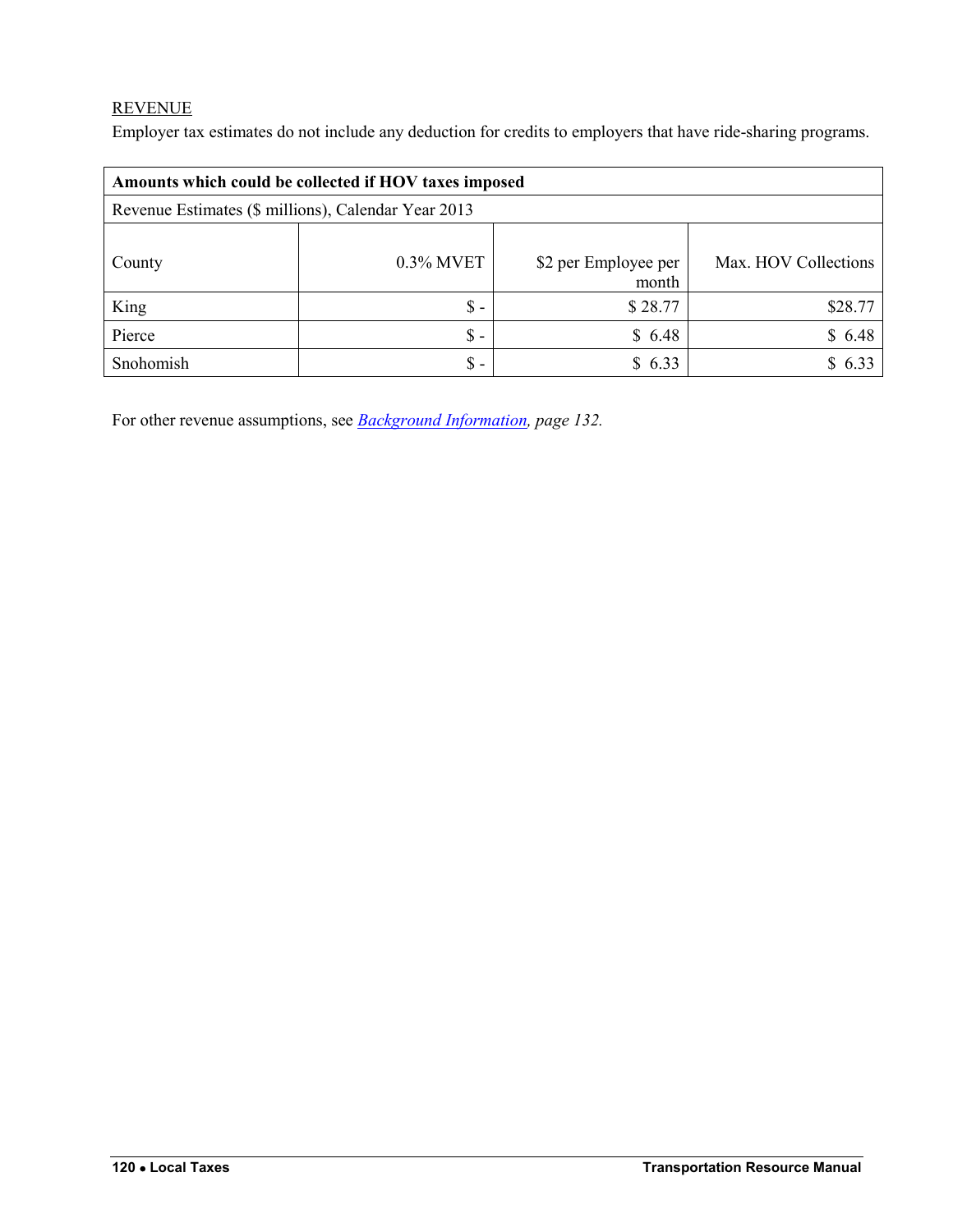REVENUE

Employer tax estimates do not include any deduction for credits to employers that have ride-sharing programs.

| **Amounts which could be collected if HOV taxes imposed** | | | |
|---|---|---|---|
| Revenue Estimates ($ millions), Calendar Year 2013 | | | |
| County | 0.3% MVET | $2 per Employee per month | Max. HOV Collections |
| King | $ - | $ 28.77 | $28.77 |
| Pierce | $ - | $ 6.48 | $ 6.48 |
| Snohomish | $ - | $ 6.33 | $ 6.33 |

For other revenue assumptions, see *Background Information, page 132.*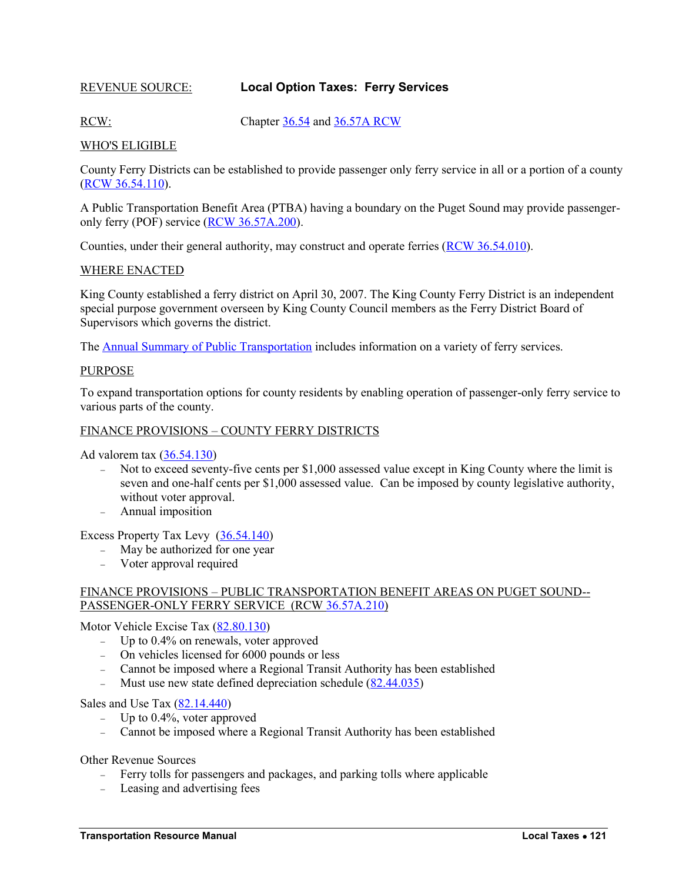REVENUE SOURCE: **Local Option Taxes: Ferry Services**

RCW: Chapter 36.54 and 36.57A RCW

WHO'S ELIGIBLE

County Ferry Districts can be established to provide passenger only ferry service in all or a portion of a county (RCW 36.54.110).

A Public Transportation Benefit Area (PTBA) having a boundary on the Puget Sound may provide passenger-only ferry (POF) service (RCW 36.57A.200).

Counties, under their general authority, may construct and operate ferries (RCW 36.54.010).

WHERE ENACTED

King County established a ferry district on April 30, 2007. The King County Ferry District is an independent special purpose government overseen by King County Council members as the Ferry District Board of Supervisors which governs the district.

The Annual Summary of Public Transportation includes information on a variety of ferry services.

PURPOSE

To expand transportation options for county residents by enabling operation of passenger-only ferry service to various parts of the county.

FINANCE PROVISIONS – COUNTY FERRY DISTRICTS

Ad valorem tax (36.54.130)

- Not to exceed seventy-five cents per $1,000 assessed value except in King County where the limit is seven and one-half cents per $1,000 assessed value. Can be imposed by county legislative authority, without voter approval.
- Annual imposition

Excess Property Tax Levy (36.54.140)

- May be authorized for one year
- Voter approval required

FINANCE PROVISIONS – PUBLIC TRANSPORTATION BENEFIT AREAS ON PUGET SOUND--PASSENGER-ONLY FERRY SERVICE (RCW 36.57A.210)

Motor Vehicle Excise Tax (82.80.130)

- Up to 0.4% on renewals, voter approved
- On vehicles licensed for 6000 pounds or less
- Cannot be imposed where a Regional Transit Authority has been established
- Must use new state defined depreciation schedule (82.44.035)

Sales and Use Tax (82.14.440)

- Up to 0.4%, voter approved
- Cannot be imposed where a Regional Transit Authority has been established

Other Revenue Sources

- Ferry tolls for passengers and packages, and parking tolls where applicable
- Leasing and advertising fees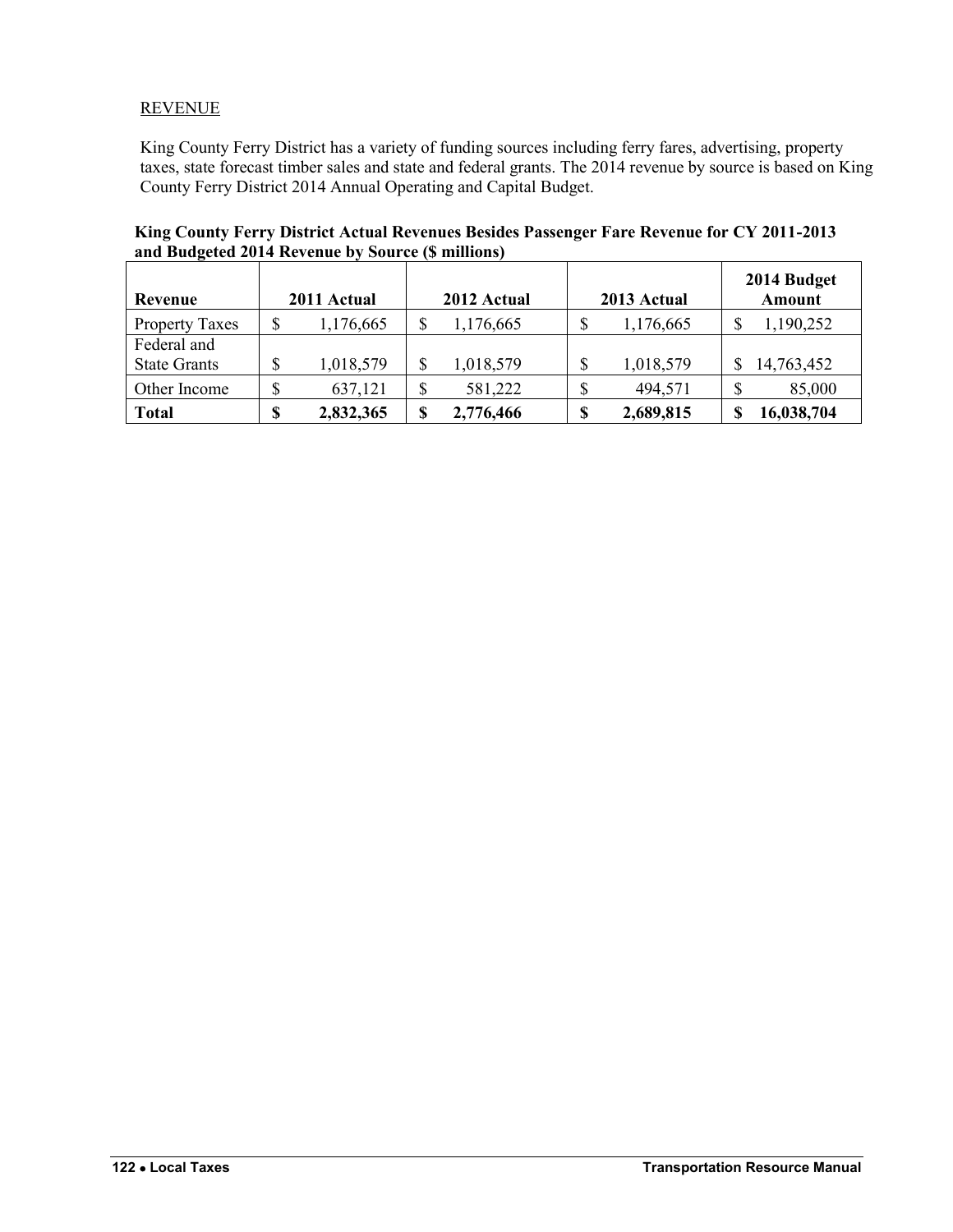REVENUE

King County Ferry District has a variety of funding sources including ferry fares, advertising, property taxes, state forecast timber sales and state and federal grants. The 2014 revenue by source is based on King County Ferry District 2014 Annual Operating and Capital Budget.

**King County Ferry District Actual Revenues Besides Passenger Fare Revenue for CY 2011-2013 and Budgeted 2014 Revenue by Source ($ millions)**

| Revenue | 2011 Actual | 2012 Actual | 2013 Actual | 2014 Budget Amount |
|---|---|---|---|---|
| Property Taxes | $ 1,176,665 | $ 1,176,665 | $ 1,176,665 | $ 1,190,252 |
| Federal and State Grants | $ 1,018,579 | $ 1,018,579 | $ 1,018,579 | $ 14,763,452 |
| Other Income | $ 637,121 | $ 581,222 | $ 494,571 | $ 85,000 |
| **Total** | **$ 2,832,365** | **$ 2,776,466** | **$ 2,689,815** | **$ 16,038,704** |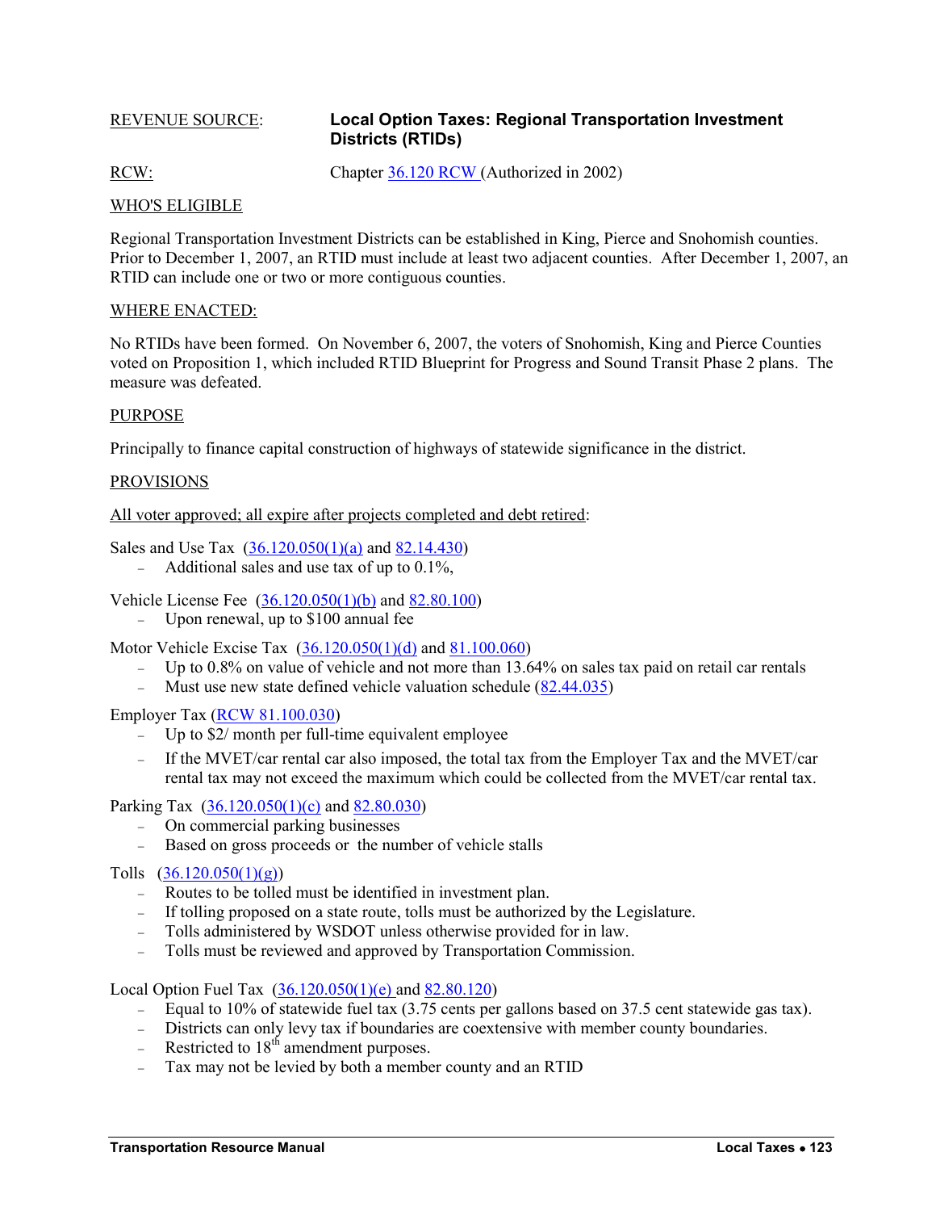REVENUE SOURCE: **Local Option Taxes: Regional Transportation Investment Districts (RTIDs)**

RCW: Chapter 36.120 RCW (Authorized in 2002)

WHO'S ELIGIBLE

Regional Transportation Investment Districts can be established in King, Pierce and Snohomish counties. Prior to December 1, 2007, an RTID must include at least two adjacent counties. After December 1, 2007, an RTID can include one or two or more contiguous counties.

WHERE ENACTED:

No RTIDs have been formed. On November 6, 2007, the voters of Snohomish, King and Pierce Counties voted on Proposition 1, which included RTID Blueprint for Progress and Sound Transit Phase 2 plans. The measure was defeated.

PURPOSE

Principally to finance capital construction of highways of statewide significance in the district.

PROVISIONS

All voter approved; all expire after projects completed and debt retired:

Sales and Use Tax (36.120.050(1)(a) and 82.14.430)

- Additional sales and use tax of up to 0.1%,

Vehicle License Fee (36.120.050(1)(b) and 82.80.100)

- Upon renewal, up to $100 annual fee

Motor Vehicle Excise Tax (36.120.050(1)(d) and 81.100.060)

- Up to 0.8% on value of vehicle and not more than 13.64% on sales tax paid on retail car rentals
- Must use new state defined vehicle valuation schedule (82.44.035)

Employer Tax (RCW 81.100.030)

- Up to $2/ month per full-time equivalent employee
- If the MVET/car rental car also imposed, the total tax from the Employer Tax and the MVET/car rental tax may not exceed the maximum which could be collected from the MVET/car rental tax.

Parking Tax (36.120.050(1)(c) and 82.80.030)

- On commercial parking businesses
- Based on gross proceeds or the number of vehicle stalls

Tolls (36.120.050(1)(g))

- Routes to be tolled must be identified in investment plan.
- If tolling proposed on a state route, tolls must be authorized by the Legislature.
- Tolls administered by WSDOT unless otherwise provided for in law.
- Tolls must be reviewed and approved by Transportation Commission.

Local Option Fuel Tax (36.120.050(1)(e) and 82.80.120)

- Equal to 10% of statewide fuel tax (3.75 cents per gallons based on 37.5 cent statewide gas tax).
- Districts can only levy tax if boundaries are coextensive with member county boundaries.
- Restricted to 18th amendment purposes.
- Tax may not be levied by both a member county and an RTID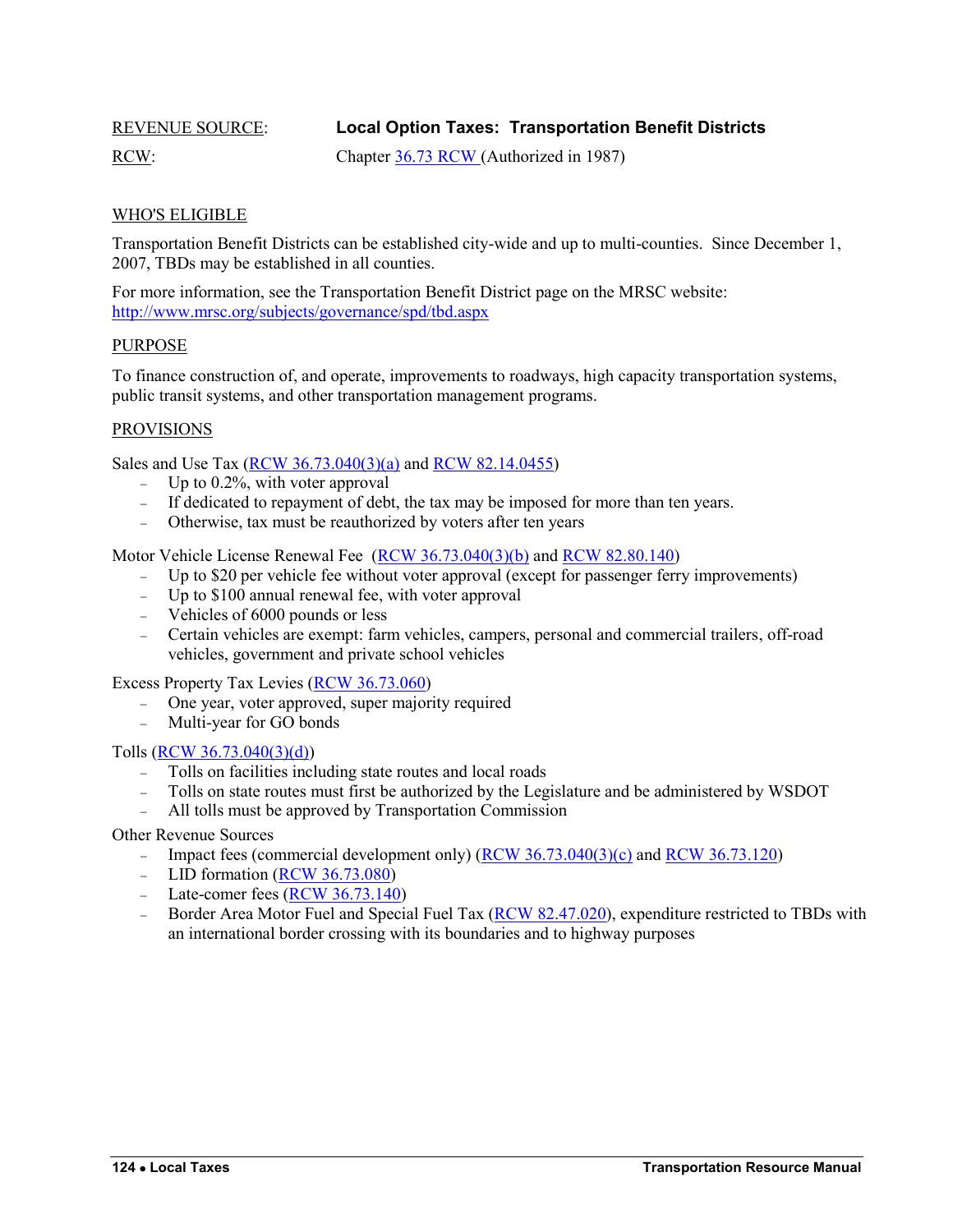REVENUE SOURCE: **Local Option Taxes: Transportation Benefit Districts**

RCW: Chapter [36.73 RCW](36.73 RCW) (Authorized in 1987)

## WHO'S ELIGIBLE

Transportation Benefit Districts can be established city-wide and up to multi-counties. Since December 1, 2007, TBDs may be established in all counties.

For more information, see the Transportation Benefit District page on the MRSC website: http://www.mrsc.org/subjects/governance/spd/tbd.aspx

## PURPOSE

To finance construction of, and operate, improvements to roadways, high capacity transportation systems, public transit systems, and other transportation management programs.

## PROVISIONS

Sales and Use Tax (RCW 36.73.040(3)(a) and RCW 82.14.0455)

- Up to 0.2%, with voter approval
- If dedicated to repayment of debt, the tax may be imposed for more than ten years.
- Otherwise, tax must be reauthorized by voters after ten years

Motor Vehicle License Renewal Fee (RCW 36.73.040(3)(b) and RCW 82.80.140)

- Up to $20 per vehicle fee without voter approval (except for passenger ferry improvements)
- Up to $100 annual renewal fee, with voter approval
- Vehicles of 6000 pounds or less
- Certain vehicles are exempt: farm vehicles, campers, personal and commercial trailers, off-road vehicles, government and private school vehicles

Excess Property Tax Levies (RCW 36.73.060)

- One year, voter approved, super majority required
- Multi-year for GO bonds

Tolls (RCW 36.73.040(3)(d))

- Tolls on facilities including state routes and local roads
- Tolls on state routes must first be authorized by the Legislature and be administered by WSDOT
- All tolls must be approved by Transportation Commission

Other Revenue Sources

- Impact fees (commercial development only) (RCW 36.73.040(3)(c) and RCW 36.73.120)
- LID formation (RCW 36.73.080)
- Late-comer fees (RCW 36.73.140)
- Border Area Motor Fuel and Special Fuel Tax (RCW 82.47.020), expenditure restricted to TBDs with an international border crossing with its boundaries and to highway purposes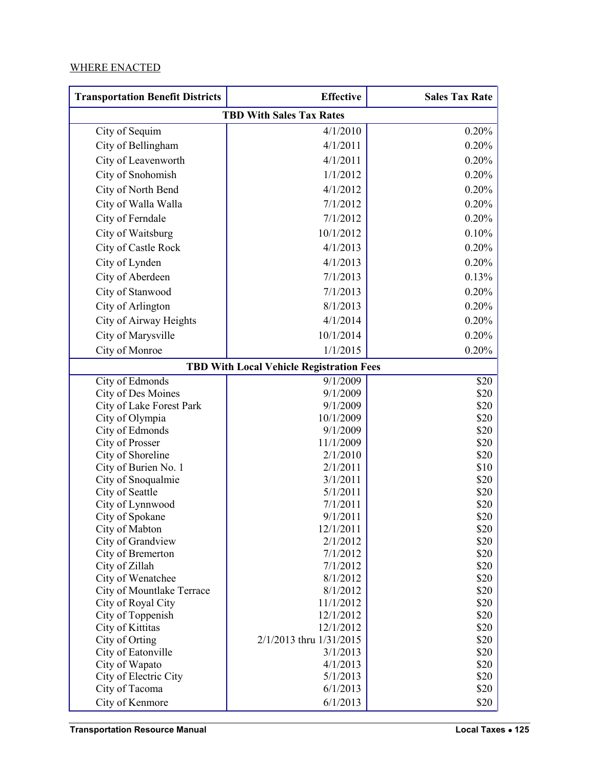WHERE ENACTED

| Transportation Benefit Districts | Effective | Sales Tax Rate |
|---|---|---|
| **TBD With Sales Tax Rates** | | |
| City of Sequim | 4/1/2010 | 0.20% |
| City of Bellingham | 4/1/2011 | 0.20% |
| City of Leavenworth | 4/1/2011 | 0.20% |
| City of Snohomish | 1/1/2012 | 0.20% |
| City of North Bend | 4/1/2012 | 0.20% |
| City of Walla Walla | 7/1/2012 | 0.20% |
| City of Ferndale | 7/1/2012 | 0.20% |
| City of Waitsburg | 10/1/2012 | 0.10% |
| City of Castle Rock | 4/1/2013 | 0.20% |
| City of Lynden | 4/1/2013 | 0.20% |
| City of Aberdeen | 7/1/2013 | 0.13% |
| City of Stanwood | 7/1/2013 | 0.20% |
| City of Arlington | 8/1/2013 | 0.20% |
| City of Airway Heights | 4/1/2014 | 0.20% |
| City of Marysville | 10/1/2014 | 0.20% |
| City of Monroe | 1/1/2015 | 0.20% |
| **TBD With Local Vehicle Registration Fees** | | |
| City of Edmonds | 9/1/2009 | $20 |
| City of Des Moines | 9/1/2009 | $20 |
| City of Lake Forest Park | 9/1/2009 | $20 |
| City of Olympia | 10/1/2009 | $20 |
| City of Edmonds | 9/1/2009 | $20 |
| City of Prosser | 11/1/2009 | $20 |
| City of Shoreline | 2/1/2010 | $20 |
| City of Burien No. 1 | 2/1/2011 | $10 |
| City of Snoqualmie | 3/1/2011 | $20 |
| City of Seattle | 5/1/2011 | $20 |
| City of Lynnwood | 7/1/2011 | $20 |
| City of Spokane | 9/1/2011 | $20 |
| City of Mabton | 12/1/2011 | $20 |
| City of Grandview | 2/1/2012 | $20 |
| City of Bremerton | 7/1/2012 | $20 |
| City of Zillah | 7/1/2012 | $20 |
| City of Wenatchee | 8/1/2012 | $20 |
| City of Mountlake Terrace | 8/1/2012 | $20 |
| City of Royal City | 11/1/2012 | $20 |
| City of Toppenish | 12/1/2012 | $20 |
| City of Kittitas | 12/1/2012 | $20 |
| City of Orting | 2/1/2013 thru 1/31/2015 | $20 |
| City of Eatonville | 3/1/2013 | $20 |
| City of Wapato | 4/1/2013 | $20 |
| City of Electric City | 5/1/2013 | $20 |
| City of Tacoma | 6/1/2013 | $20 |
| City of Kenmore | 6/1/2013 | $20 |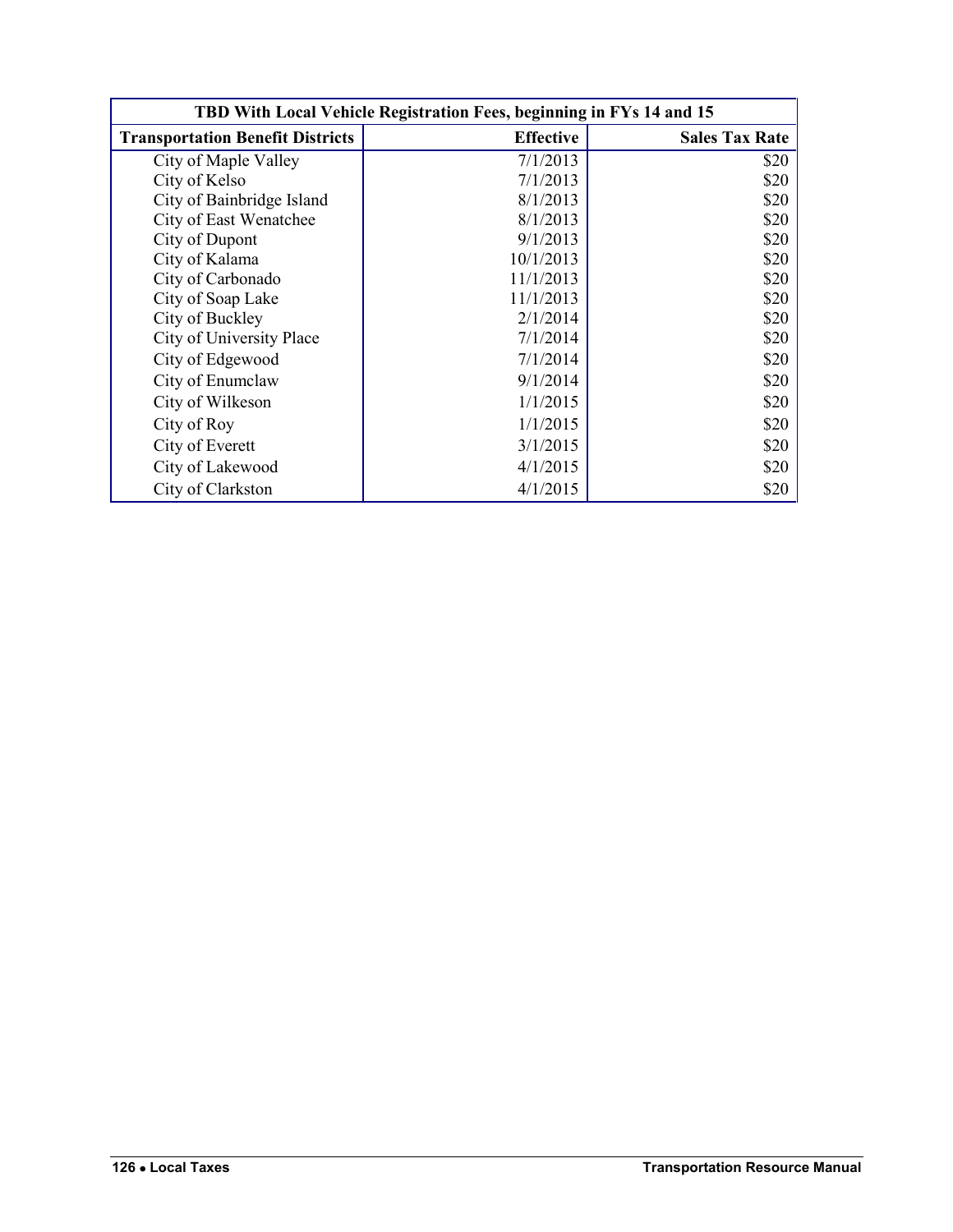| TBD With Local Vehicle Registration Fees, beginning in FYs 14 and 15 | | |
|---|---|---|
| **Transportation Benefit Districts** | **Effective** | **Sales Tax Rate** |
| City of Maple Valley | 7/1/2013 | $20 |
| City of Kelso | 7/1/2013 | $20 |
| City of Bainbridge Island | 8/1/2013 | $20 |
| City of East Wenatchee | 8/1/2013 | $20 |
| City of Dupont | 9/1/2013 | $20 |
| City of Kalama | 10/1/2013 | $20 |
| City of Carbonado | 11/1/2013 | $20 |
| City of Soap Lake | 11/1/2013 | $20 |
| City of Buckley | 2/1/2014 | $20 |
| City of University Place | 7/1/2014 | $20 |
| City of Edgewood | 7/1/2014 | $20 |
| City of Enumclaw | 9/1/2014 | $20 |
| City of Wilkeson | 1/1/2015 | $20 |
| City of Roy | 1/1/2015 | $20 |
| City of Everett | 3/1/2015 | $20 |
| City of Lakewood | 4/1/2015 | $20 |
| City of Clarkston | 4/1/2015 | $20 |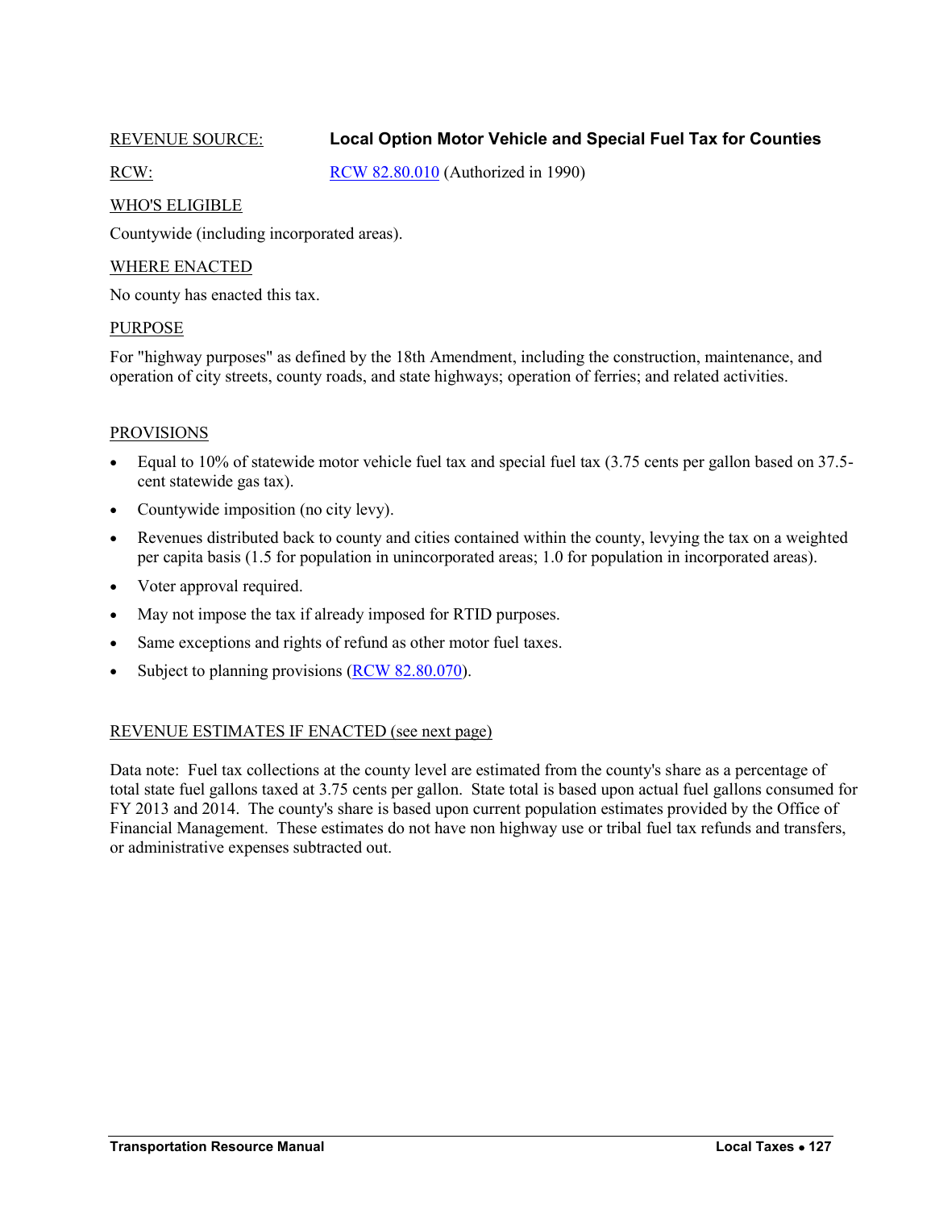REVENUE SOURCE: **Local Option Motor Vehicle and Special Fuel Tax for Counties**

RCW: [RCW 82.80.010](RCW 82.80.010) (Authorized in 1990)

WHO'S ELIGIBLE

Countywide (including incorporated areas).

WHERE ENACTED

No county has enacted this tax.

PURPOSE

For "highway purposes" as defined by the 18th Amendment, including the construction, maintenance, and operation of city streets, county roads, and state highways; operation of ferries; and related activities.

PROVISIONS

- Equal to 10% of statewide motor vehicle fuel tax and special fuel tax (3.75 cents per gallon based on 37.5-cent statewide gas tax).
- Countywide imposition (no city levy).
- Revenues distributed back to county and cities contained within the county, levying the tax on a weighted per capita basis (1.5 for population in unincorporated areas; 1.0 for population in incorporated areas).
- Voter approval required.
- May not impose the tax if already imposed for RTID purposes.
- Same exceptions and rights of refund as other motor fuel taxes.
- Subject to planning provisions (RCW 82.80.070).

REVENUE ESTIMATES IF ENACTED (see next page)

Data note: Fuel tax collections at the county level are estimated from the county's share as a percentage of total state fuel gallons taxed at 3.75 cents per gallon. State total is based upon actual fuel gallons consumed for FY 2013 and 2014. The county's share is based upon current population estimates provided by the Office of Financial Management. These estimates do not have non highway use or tribal fuel tax refunds and transfers, or administrative expenses subtracted out.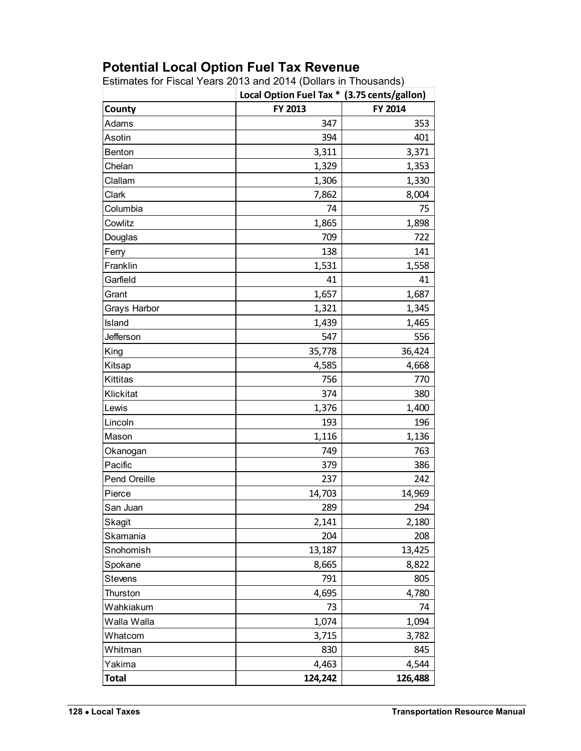## Potential Local Option Fuel Tax Revenue

Estimates for Fiscal Years 2013 and 2014 (Dollars in Thousands)

| | Local Option Fuel Tax * (3.75 cents/gallon) | |
|---|---|---|
| **County** | **FY 2013** | **FY 2014** |
| Adams | 347 | 353 |
| Asotin | 394 | 401 |
| Benton | 3,311 | 3,371 |
| Chelan | 1,329 | 1,353 |
| Clallam | 1,306 | 1,330 |
| Clark | 7,862 | 8,004 |
| Columbia | 74 | 75 |
| Cowlitz | 1,865 | 1,898 |
| Douglas | 709 | 722 |
| Ferry | 138 | 141 |
| Franklin | 1,531 | 1,558 |
| Garfield | 41 | 41 |
| Grant | 1,657 | 1,687 |
| Grays Harbor | 1,321 | 1,345 |
| Island | 1,439 | 1,465 |
| Jefferson | 547 | 556 |
| King | 35,778 | 36,424 |
| Kitsap | 4,585 | 4,668 |
| Kittitas | 756 | 770 |
| Klickitat | 374 | 380 |
| Lewis | 1,376 | 1,400 |
| Lincoln | 193 | 196 |
| Mason | 1,116 | 1,136 |
| Okanogan | 749 | 763 |
| Pacific | 379 | 386 |
| Pend Oreille | 237 | 242 |
| Pierce | 14,703 | 14,969 |
| San Juan | 289 | 294 |
| Skagit | 2,141 | 2,180 |
| Skamania | 204 | 208 |
| Snohomish | 13,187 | 13,425 |
| Spokane | 8,665 | 8,822 |
| Stevens | 791 | 805 |
| Thurston | 4,695 | 4,780 |
| Wahkiakum | 73 | 74 |
| Walla Walla | 1,074 | 1,094 |
| Whatcom | 3,715 | 3,782 |
| Whitman | 830 | 845 |
| Yakima | 4,463 | 4,544 |
| **Total** | **124,242** | **126,488** |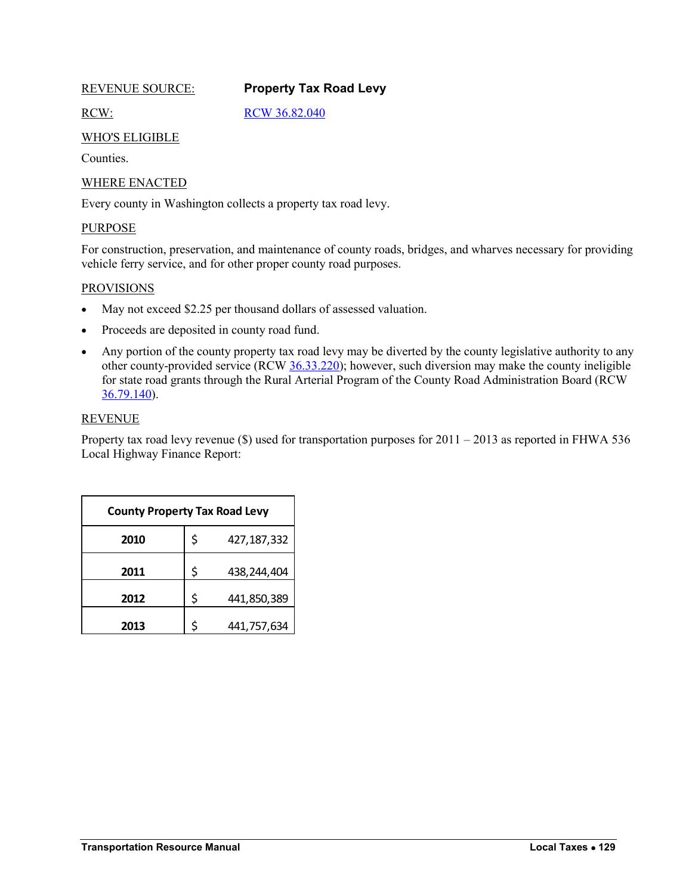REVENUE SOURCE: **Property Tax Road Levy**

RCW: RCW 36.82.040

WHO'S ELIGIBLE

Counties.

WHERE ENACTED

Every county in Washington collects a property tax road levy.

PURPOSE

For construction, preservation, and maintenance of county roads, bridges, and wharves necessary for providing vehicle ferry service, and for other proper county road purposes.

PROVISIONS

- May not exceed $2.25 per thousand dollars of assessed valuation.
- Proceeds are deposited in county road fund.
- Any portion of the county property tax road levy may be diverted by the county legislative authority to any other county-provided service (RCW 36.33.220); however, such diversion may make the county ineligible for state road grants through the Rural Arterial Program of the County Road Administration Board (RCW 36.79.140).

REVENUE

Property tax road levy revenue ($) used for transportation purposes for 2011 – 2013 as reported in FHWA 536 Local Highway Finance Report:

| County Property Tax Road Levy | |
|---|---|
| **2010** | $ 427,187,332 |
| **2011** | $ 438,244,404 |
| **2012** | $ 441,850,389 |
| **2013** | $ 441,757,634 |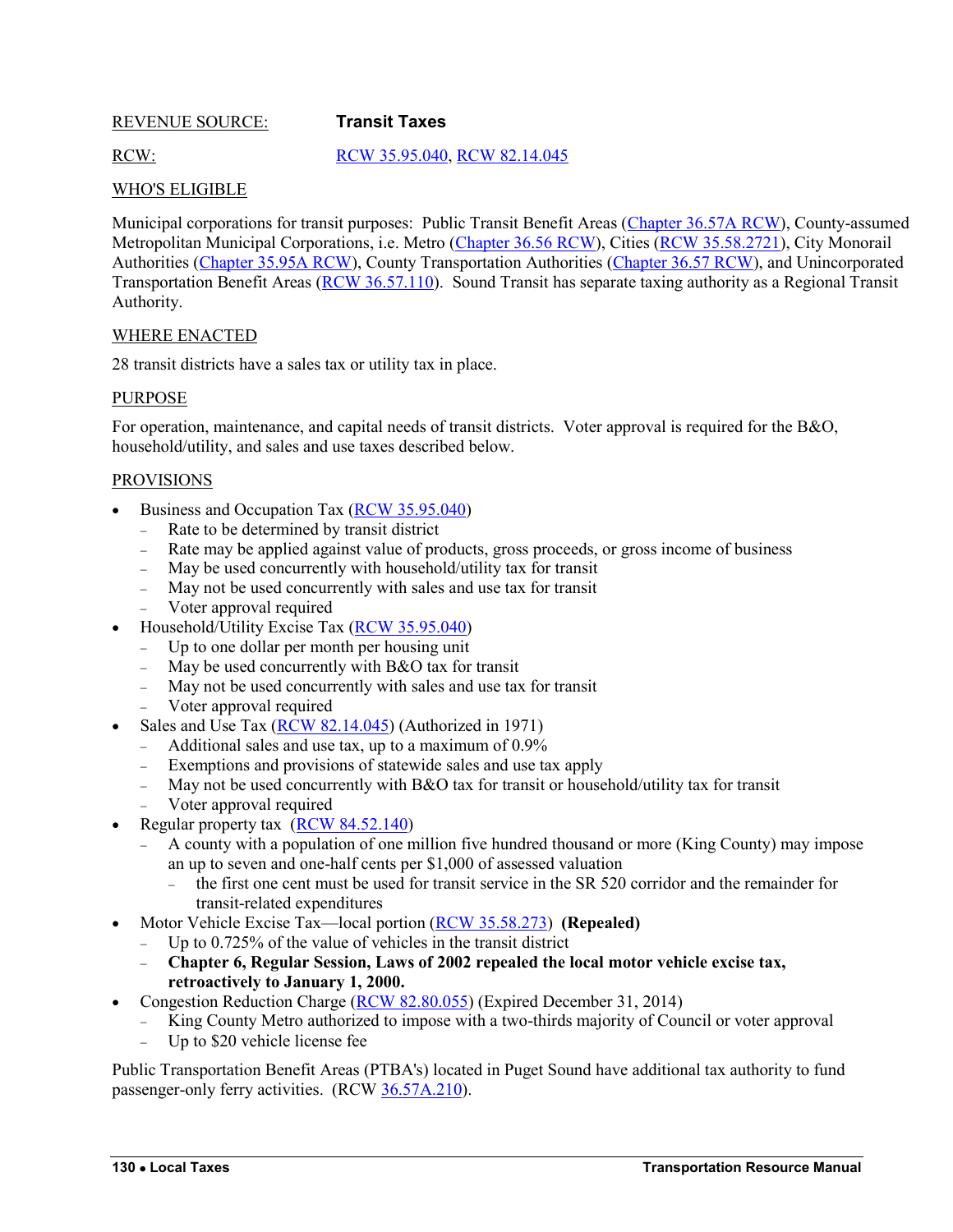REVENUE SOURCE: **Transit Taxes**

RCW: RCW 35.95.040, RCW 82.14.045

WHO'S ELIGIBLE

Municipal corporations for transit purposes: Public Transit Benefit Areas (Chapter 36.57A RCW), County-assumed Metropolitan Municipal Corporations, i.e. Metro (Chapter 36.56 RCW), Cities (RCW 35.58.2721), City Monorail Authorities (Chapter 35.95A RCW), County Transportation Authorities (Chapter 36.57 RCW), and Unincorporated Transportation Benefit Areas (RCW 36.57.110). Sound Transit has separate taxing authority as a Regional Transit Authority.

WHERE ENACTED

28 transit districts have a sales tax or utility tax in place.

PURPOSE

For operation, maintenance, and capital needs of transit districts. Voter approval is required for the B&O, household/utility, and sales and use taxes described below.

PROVISIONS

- Business and Occupation Tax (RCW 35.95.040)
  - Rate to be determined by transit district
  - Rate may be applied against value of products, gross proceeds, or gross income of business
  - May be used concurrently with household/utility tax for transit
  - May not be used concurrently with sales and use tax for transit
  - Voter approval required
- Household/Utility Excise Tax (RCW 35.95.040)
  - Up to one dollar per month per housing unit
  - May be used concurrently with B&O tax for transit
  - May not be used concurrently with sales and use tax for transit
  - Voter approval required
- Sales and Use Tax (RCW 82.14.045) (Authorized in 1971)
  - Additional sales and use tax, up to a maximum of 0.9%
  - Exemptions and provisions of statewide sales and use tax apply
  - May not be used concurrently with B&O tax for transit or household/utility tax for transit
  - Voter approval required
- Regular property tax (RCW 84.52.140)
  - A county with a population of one million five hundred thousand or more (King County) may impose an up to seven and one-half cents per $1,000 of assessed valuation
    - the first one cent must be used for transit service in the SR 520 corridor and the remainder for transit-related expenditures
- Motor Vehicle Excise Tax—local portion (RCW 35.58.273) **(Repealed)**
  - Up to 0.725% of the value of vehicles in the transit district
  - **Chapter 6, Regular Session, Laws of 2002 repealed the local motor vehicle excise tax, retroactively to January 1, 2000.**
- Congestion Reduction Charge (RCW 82.80.055) (Expired December 31, 2014)
  - King County Metro authorized to impose with a two-thirds majority of Council or voter approval
  - Up to $20 vehicle license fee

Public Transportation Benefit Areas (PTBA's) located in Puget Sound have additional tax authority to fund passenger-only ferry activities. (RCW 36.57A.210).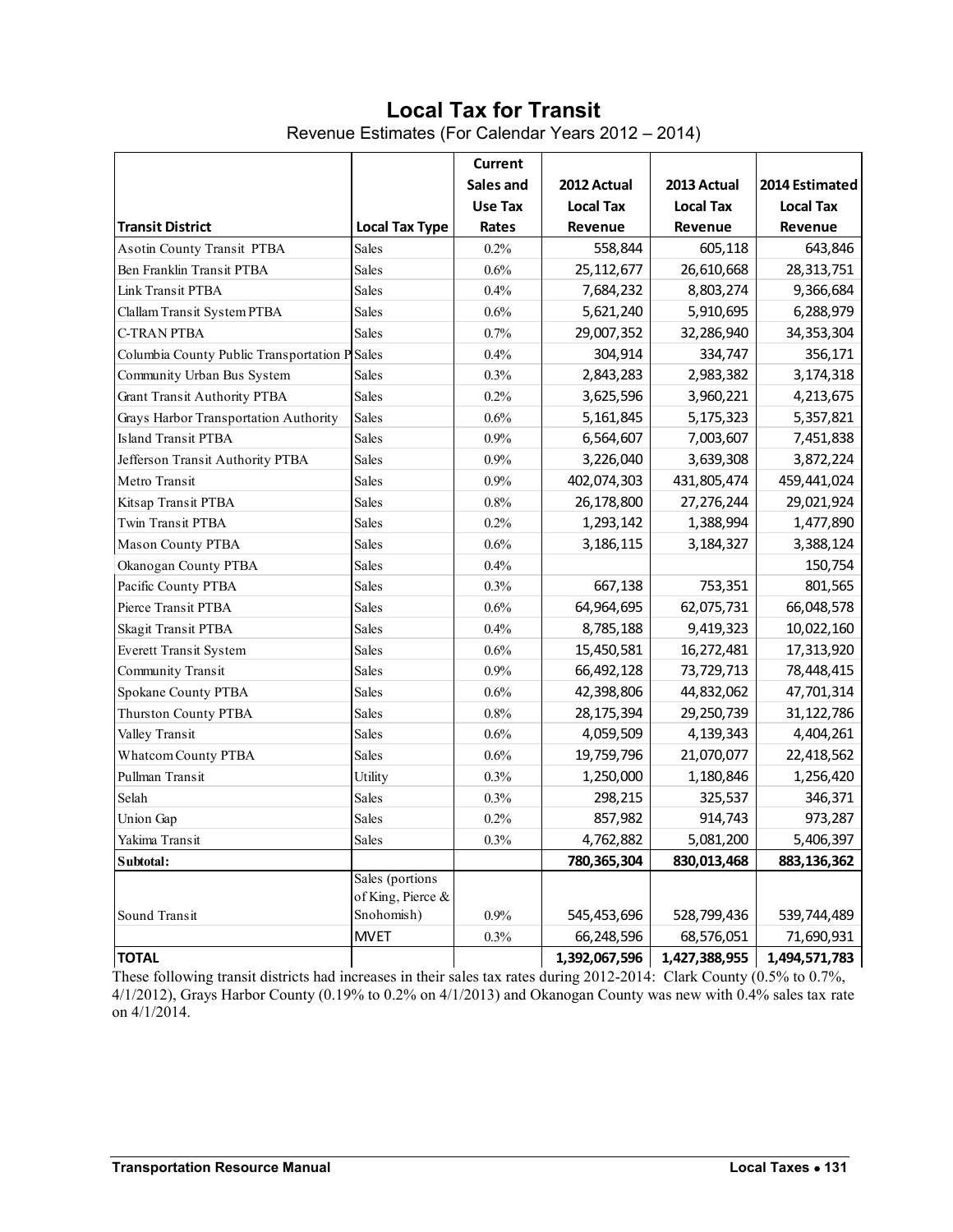# Local Tax for Transit

Revenue Estimates (For Calendar Years 2012 – 2014)

| Transit District | Local Tax Type | Current Sales and Use Tax Rates | 2012 Actual Local Tax Revenue | 2013 Actual Local Tax Revenue | 2014 Estimated Local Tax Revenue |
|---|---|---|---|---|---|
| Asotin County Transit PTBA | Sales | 0.2% | 558,844 | 605,118 | 643,846 |
| Ben Franklin Transit PTBA | Sales | 0.6% | 25,112,677 | 26,610,668 | 28,313,751 |
| Link Transit PTBA | Sales | 0.4% | 7,684,232 | 8,803,274 | 9,366,684 |
| Clallam Transit System PTBA | Sales | 0.6% | 5,621,240 | 5,910,695 | 6,288,979 |
| C-TRAN PTBA | Sales | 0.7% | 29,007,352 | 32,286,940 | 34,353,304 |
| Columbia County Public Transportation P | Sales | 0.4% | 304,914 | 334,747 | 356,171 |
| Community Urban Bus System | Sales | 0.3% | 2,843,283 | 2,983,382 | 3,174,318 |
| Grant Transit Authority PTBA | Sales | 0.2% | 3,625,596 | 3,960,221 | 4,213,675 |
| Grays Harbor Transportation Authority | Sales | 0.6% | 5,161,845 | 5,175,323 | 5,357,821 |
| Island Transit PTBA | Sales | 0.9% | 6,564,607 | 7,003,607 | 7,451,838 |
| Jefferson Transit Authority PTBA | Sales | 0.9% | 3,226,040 | 3,639,308 | 3,872,224 |
| Metro Transit | Sales | 0.9% | 402,074,303 | 431,805,474 | 459,441,024 |
| Kitsap Transit PTBA | Sales | 0.8% | 26,178,800 | 27,276,244 | 29,021,924 |
| Twin Transit PTBA | Sales | 0.2% | 1,293,142 | 1,388,994 | 1,477,890 |
| Mason County PTBA | Sales | 0.6% | 3,186,115 | 3,184,327 | 3,388,124 |
| Okanogan County PTBA | Sales | 0.4% | | | 150,754 |
| Pacific County PTBA | Sales | 0.3% | 667,138 | 753,351 | 801,565 |
| Pierce Transit PTBA | Sales | 0.6% | 64,964,695 | 62,075,731 | 66,048,578 |
| Skagit Transit PTBA | Sales | 0.4% | 8,785,188 | 9,419,323 | 10,022,160 |
| Everett Transit System | Sales | 0.6% | 15,450,581 | 16,272,481 | 17,313,920 |
| Community Transit | Sales | 0.9% | 66,492,128 | 73,729,713 | 78,448,415 |
| Spokane County PTBA | Sales | 0.6% | 42,398,806 | 44,832,062 | 47,701,314 |
| Thurston County PTBA | Sales | 0.8% | 28,175,394 | 29,250,739 | 31,122,786 |
| Valley Transit | Sales | 0.6% | 4,059,509 | 4,139,343 | 4,404,261 |
| Whatcom County PTBA | Sales | 0.6% | 19,759,796 | 21,070,077 | 22,418,562 |
| Pullman Transit | Utility | 0.3% | 1,250,000 | 1,180,846 | 1,256,420 |
| Selah | Sales | 0.3% | 298,215 | 325,537 | 346,371 |
| Union Gap | Sales | 0.2% | 857,982 | 914,743 | 973,287 |
| Yakima Transit | Sales | 0.3% | 4,762,882 | 5,081,200 | 5,406,397 |
| **Subtotal:** | | | **780,365,304** | **830,013,468** | **883,136,362** |
| Sound Transit | Sales (portions of King, Pierce & Snohomish) | 0.9% | 545,453,696 | 528,799,436 | 539,744,489 |
| | MVET | 0.3% | 66,248,596 | 68,576,051 | 71,690,931 |
| **TOTAL** | | | **1,392,067,596** | **1,427,388,955** | **1,494,571,783** |

These following transit districts had increases in their sales tax rates during 2012-2014: Clark County (0.5% to 0.7%, 4/1/2012), Grays Harbor County (0.19% to 0.2% on 4/1/2013) and Okanogan County was new with 0.4% sales tax rate on 4/1/2014.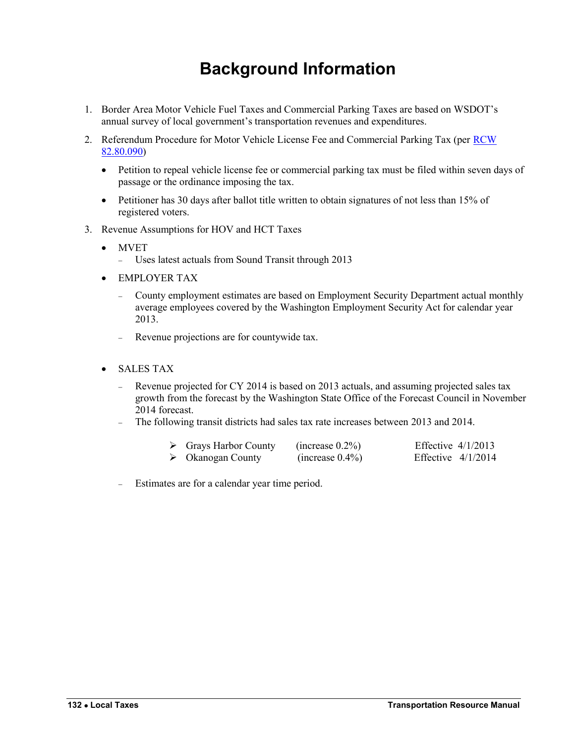# Background Information

1. Border Area Motor Vehicle Fuel Taxes and Commercial Parking Taxes are based on WSDOT's annual survey of local government's transportation revenues and expenditures.

2. Referendum Procedure for Motor Vehicle License Fee and Commercial Parking Tax (per RCW 82.80.090)

   - Petition to repeal vehicle license fee or commercial parking tax must be filed within seven days of passage or the ordinance imposing the tax.

   - Petitioner has 30 days after ballot title written to obtain signatures of not less than 15% of registered voters.

3. Revenue Assumptions for HOV and HCT Taxes

   - MVET
     - Uses latest actuals from Sound Transit through 2013

   - EMPLOYER TAX
     - County employment estimates are based on Employment Security Department actual monthly average employees covered by the Washington Employment Security Act for calendar year 2013.
     - Revenue projections are for countywide tax.

   - SALES TAX
     - Revenue projected for CY 2014 is based on 2013 actuals, and assuming projected sales tax growth from the forecast by the Washington State Office of the Forecast Council in November 2014 forecast.
     - The following transit districts had sales tax rate increases between 2013 and 2014.
       - Grays Harbor County (increase 0.2%) Effective 4/1/2013
       - Okanogan County (increase 0.4%) Effective 4/1/2014
     - Estimates are for a calendar year time period.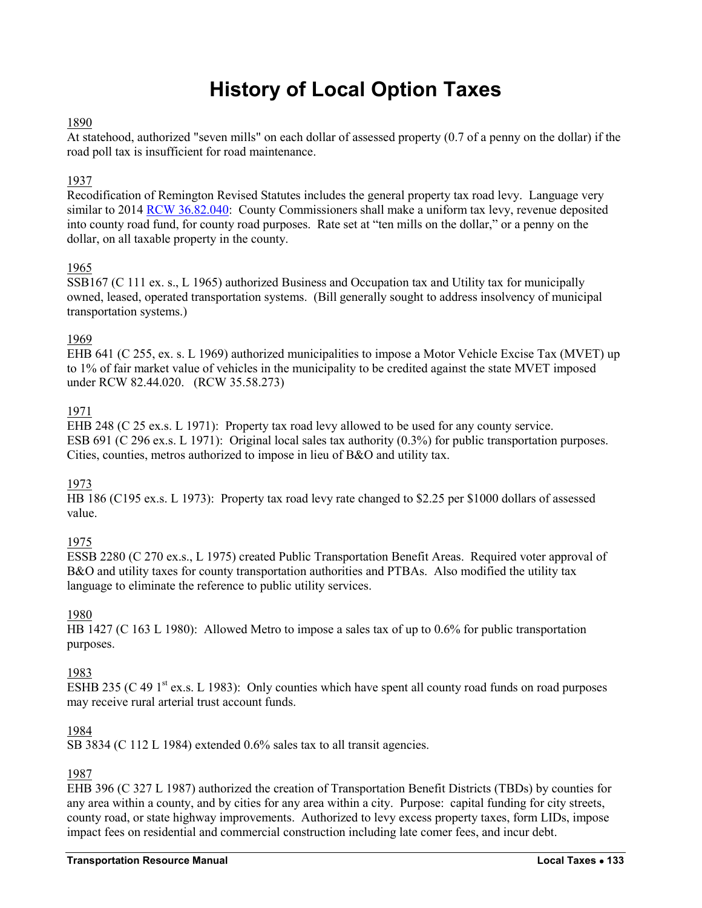# History of Local Option Taxes

1890

At statehood, authorized "seven mills" on each dollar of assessed property (0.7 of a penny on the dollar) if the road poll tax is insufficient for road maintenance.

1937

Recodification of Remington Revised Statutes includes the general property tax road levy. Language very similar to 2014 RCW 36.82.040: County Commissioners shall make a uniform tax levy, revenue deposited into county road fund, for county road purposes. Rate set at "ten mills on the dollar," or a penny on the dollar, on all taxable property in the county.

1965

SSB167 (C 111 ex. s., L 1965) authorized Business and Occupation tax and Utility tax for municipally owned, leased, operated transportation systems. (Bill generally sought to address insolvency of municipal transportation systems.)

1969

EHB 641 (C 255, ex. s. L 1969) authorized municipalities to impose a Motor Vehicle Excise Tax (MVET) up to 1% of fair market value of vehicles in the municipality to be credited against the state MVET imposed under RCW 82.44.020. (RCW 35.58.273)

1971

EHB 248 (C 25 ex.s. L 1971): Property tax road levy allowed to be used for any county service.
ESB 691 (C 296 ex.s. L 1971): Original local sales tax authority (0.3%) for public transportation purposes. Cities, counties, metros authorized to impose in lieu of B&O and utility tax.

1973

HB 186 (C195 ex.s. L 1973): Property tax road levy rate changed to $2.25 per $1000 dollars of assessed value.

1975

ESSB 2280 (C 270 ex.s., L 1975) created Public Transportation Benefit Areas. Required voter approval of B&O and utility taxes for county transportation authorities and PTBAs. Also modified the utility tax language to eliminate the reference to public utility services.

1980

HB 1427 (C 163 L 1980): Allowed Metro to impose a sales tax of up to 0.6% for public transportation purposes.

1983

ESHB 235 (C 49 1st ex.s. L 1983): Only counties which have spent all county road funds on road purposes may receive rural arterial trust account funds.

1984

SB 3834 (C 112 L 1984) extended 0.6% sales tax to all transit agencies.

1987

EHB 396 (C 327 L 1987) authorized the creation of Transportation Benefit Districts (TBDs) by counties for any area within a county, and by cities for any area within a city. Purpose: capital funding for city streets, county road, or state highway improvements. Authorized to levy excess property taxes, form LIDs, impose impact fees on residential and commercial construction including late comer fees, and incur debt.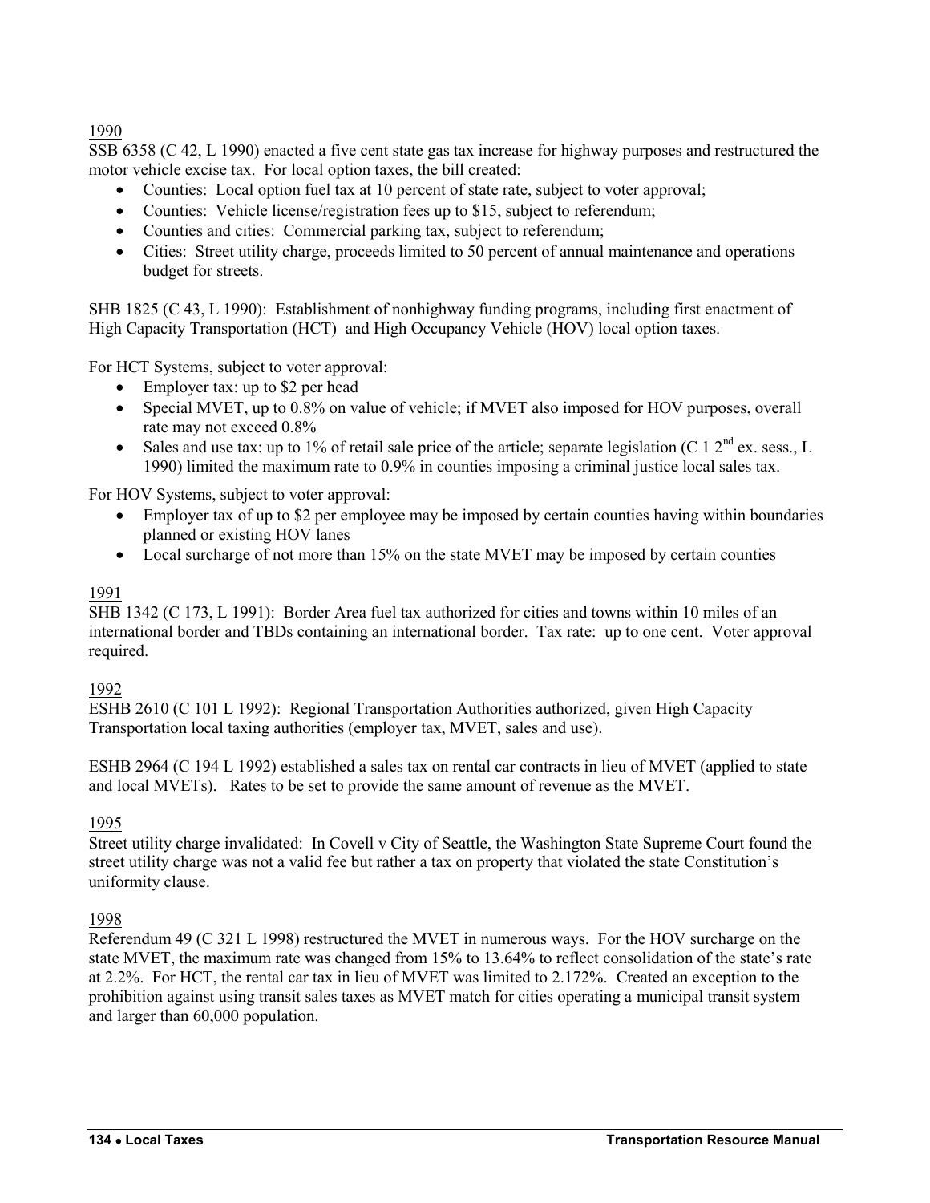<u>1990</u>

SSB 6358 (C 42, L 1990) enacted a five cent state gas tax increase for highway purposes and restructured the motor vehicle excise tax. For local option taxes, the bill created:

- Counties: Local option fuel tax at 10 percent of state rate, subject to voter approval;
- Counties: Vehicle license/registration fees up to $15, subject to referendum;
- Counties and cities: Commercial parking tax, subject to referendum;
- Cities: Street utility charge, proceeds limited to 50 percent of annual maintenance and operations budget for streets.

SHB 1825 (C 43, L 1990): Establishment of nonhighway funding programs, including first enactment of High Capacity Transportation (HCT) and High Occupancy Vehicle (HOV) local option taxes.

For HCT Systems, subject to voter approval:

- Employer tax: up to $2 per head
- Special MVET, up to 0.8% on value of vehicle; if MVET also imposed for HOV purposes, overall rate may not exceed 0.8%
- Sales and use tax: up to 1% of retail sale price of the article; separate legislation (C 1 2nd ex. sess., L 1990) limited the maximum rate to 0.9% in counties imposing a criminal justice local sales tax.

For HOV Systems, subject to voter approval:

- Employer tax of up to $2 per employee may be imposed by certain counties having within boundaries planned or existing HOV lanes
- Local surcharge of not more than 15% on the state MVET may be imposed by certain counties

<u>1991</u>

SHB 1342 (C 173, L 1991): Border Area fuel tax authorized for cities and towns within 10 miles of an international border and TBDs containing an international border. Tax rate: up to one cent. Voter approval required.

<u>1992</u>

ESHB 2610 (C 101 L 1992): Regional Transportation Authorities authorized, given High Capacity Transportation local taxing authorities (employer tax, MVET, sales and use).

ESHB 2964 (C 194 L 1992) established a sales tax on rental car contracts in lieu of MVET (applied to state and local MVETs). Rates to be set to provide the same amount of revenue as the MVET.

<u>1995</u>

Street utility charge invalidated: In Covell v City of Seattle, the Washington State Supreme Court found the street utility charge was not a valid fee but rather a tax on property that violated the state Constitution's uniformity clause.

<u>1998</u>

Referendum 49 (C 321 L 1998) restructured the MVET in numerous ways. For the HOV surcharge on the state MVET, the maximum rate was changed from 15% to 13.64% to reflect consolidation of the state's rate at 2.2%. For HCT, the rental car tax in lieu of MVET was limited to 2.172%. Created an exception to the prohibition against using transit sales taxes as MVET match for cities operating a municipal transit system and larger than 60,000 population.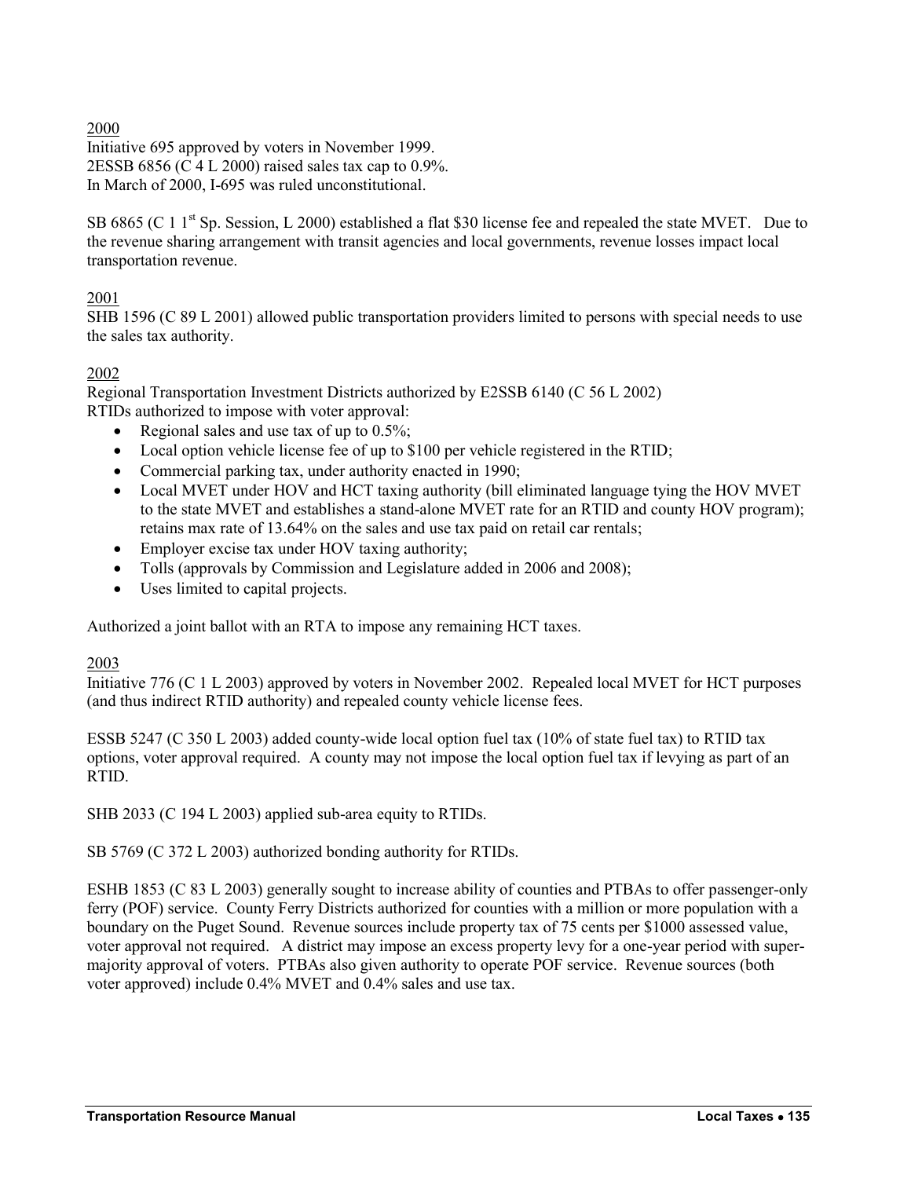2000

Initiative 695 approved by voters in November 1999.
2ESSB 6856 (C 4 L 2000) raised sales tax cap to 0.9%.
In March of 2000, I-695 was ruled unconstitutional.

SB 6865 (C 1 1st Sp. Session, L 2000) established a flat $30 license fee and repealed the state MVET. Due to the revenue sharing arrangement with transit agencies and local governments, revenue losses impact local transportation revenue.

2001

SHB 1596 (C 89 L 2001) allowed public transportation providers limited to persons with special needs to use the sales tax authority.

2002

Regional Transportation Investment Districts authorized by E2SSB 6140 (C 56 L 2002)
RTIDs authorized to impose with voter approval:

- Regional sales and use tax of up to 0.5%;
- Local option vehicle license fee of up to $100 per vehicle registered in the RTID;
- Commercial parking tax, under authority enacted in 1990;
- Local MVET under HOV and HCT taxing authority (bill eliminated language tying the HOV MVET to the state MVET and establishes a stand-alone MVET rate for an RTID and county HOV program); retains max rate of 13.64% on the sales and use tax paid on retail car rentals;
- Employer excise tax under HOV taxing authority;
- Tolls (approvals by Commission and Legislature added in 2006 and 2008);
- Uses limited to capital projects.

Authorized a joint ballot with an RTA to impose any remaining HCT taxes.

2003

Initiative 776 (C 1 L 2003) approved by voters in November 2002. Repealed local MVET for HCT purposes (and thus indirect RTID authority) and repealed county vehicle license fees.

ESSB 5247 (C 350 L 2003) added county-wide local option fuel tax (10% of state fuel tax) to RTID tax options, voter approval required. A county may not impose the local option fuel tax if levying as part of an RTID.

SHB 2033 (C 194 L 2003) applied sub-area equity to RTIDs.

SB 5769 (C 372 L 2003) authorized bonding authority for RTIDs.

ESHB 1853 (C 83 L 2003) generally sought to increase ability of counties and PTBAs to offer passenger-only ferry (POF) service. County Ferry Districts authorized for counties with a million or more population with a boundary on the Puget Sound. Revenue sources include property tax of 75 cents per $1000 assessed value, voter approval not required. A district may impose an excess property levy for a one-year period with super-majority approval of voters. PTBAs also given authority to operate POF service. Revenue sources (both voter approved) include 0.4% MVET and 0.4% sales and use tax.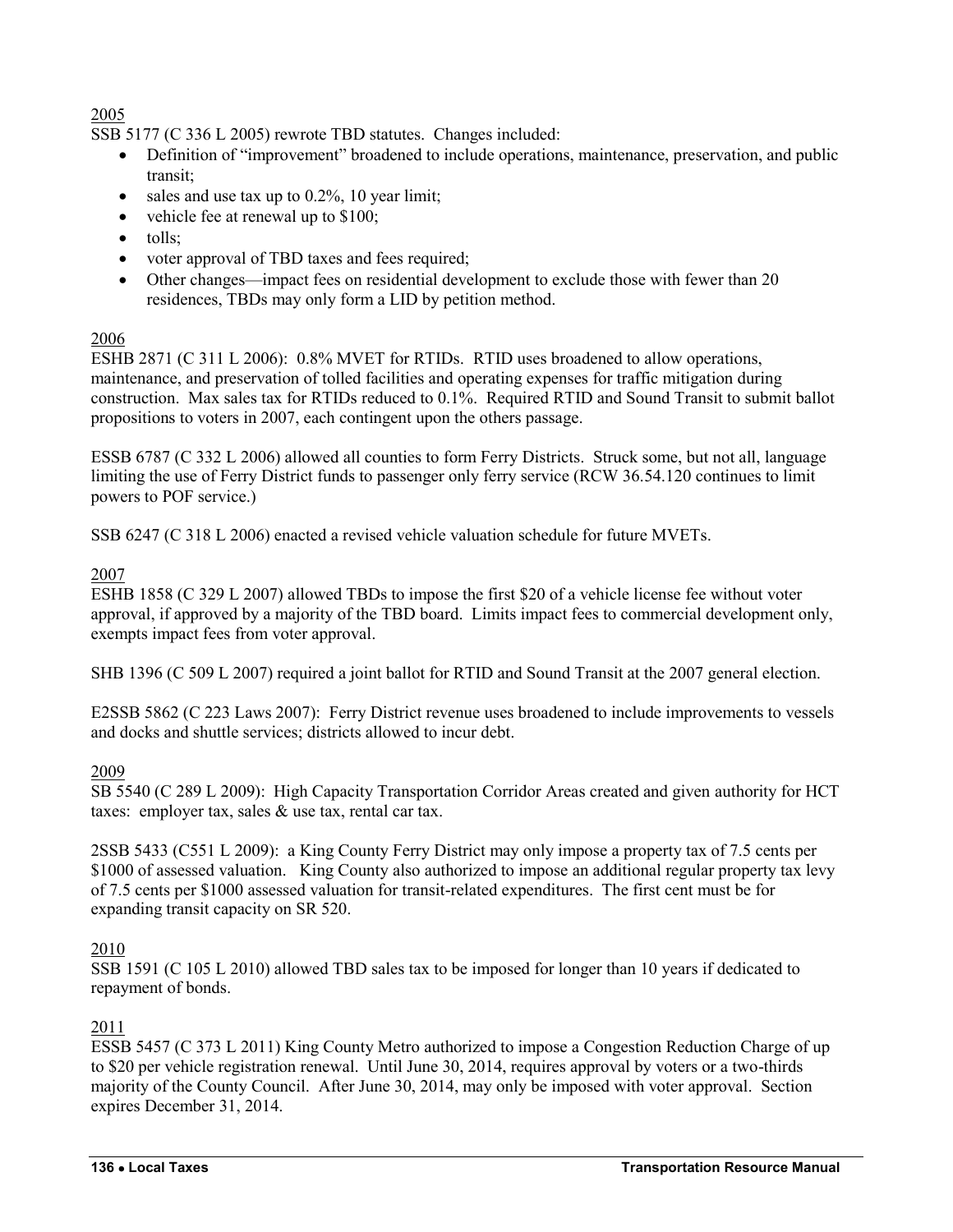2005

SSB 5177 (C 336 L 2005) rewrote TBD statutes. Changes included:

- Definition of "improvement" broadened to include operations, maintenance, preservation, and public transit;
- sales and use tax up to 0.2%, 10 year limit;
- vehicle fee at renewal up to $100;
- tolls;
- voter approval of TBD taxes and fees required;
- Other changes—impact fees on residential development to exclude those with fewer than 20 residences, TBDs may only form a LID by petition method.

2006

ESHB 2871 (C 311 L 2006): 0.8% MVET for RTIDs. RTID uses broadened to allow operations, maintenance, and preservation of tolled facilities and operating expenses for traffic mitigation during construction. Max sales tax for RTIDs reduced to 0.1%. Required RTID and Sound Transit to submit ballot propositions to voters in 2007, each contingent upon the others passage.

ESSB 6787 (C 332 L 2006) allowed all counties to form Ferry Districts. Struck some, but not all, language limiting the use of Ferry District funds to passenger only ferry service (RCW 36.54.120 continues to limit powers to POF service.)

SSB 6247 (C 318 L 2006) enacted a revised vehicle valuation schedule for future MVETs.

2007

ESHB 1858 (C 329 L 2007) allowed TBDs to impose the first $20 of a vehicle license fee without voter approval, if approved by a majority of the TBD board. Limits impact fees to commercial development only, exempts impact fees from voter approval.

SHB 1396 (C 509 L 2007) required a joint ballot for RTID and Sound Transit at the 2007 general election.

E2SSB 5862 (C 223 Laws 2007): Ferry District revenue uses broadened to include improvements to vessels and docks and shuttle services; districts allowed to incur debt.

2009

SB 5540 (C 289 L 2009): High Capacity Transportation Corridor Areas created and given authority for HCT taxes: employer tax, sales & use tax, rental car tax.

2SSB 5433 (C551 L 2009): a King County Ferry District may only impose a property tax of 7.5 cents per $1000 of assessed valuation. King County also authorized to impose an additional regular property tax levy of 7.5 cents per $1000 assessed valuation for transit-related expenditures. The first cent must be for expanding transit capacity on SR 520.

2010

SSB 1591 (C 105 L 2010) allowed TBD sales tax to be imposed for longer than 10 years if dedicated to repayment of bonds.

2011

ESSB 5457 (C 373 L 2011) King County Metro authorized to impose a Congestion Reduction Charge of up to $20 per vehicle registration renewal. Until June 30, 2014, requires approval by voters or a two-thirds majority of the County Council. After June 30, 2014, may only be imposed with voter approval. Section expires December 31, 2014.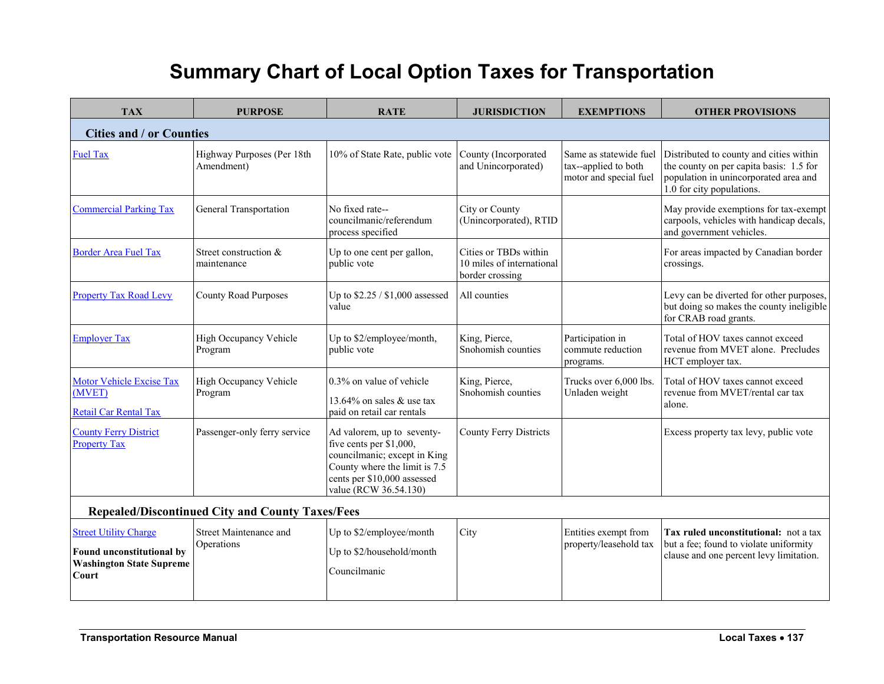# Summary Chart of Local Option Taxes for Transportation

| TAX | PURPOSE | RATE | JURISDICTION | EXEMPTIONS | OTHER PROVISIONS |
|---|---|---|---|---|---|
| **Cities and / or Counties** | | | | | |
| Fuel Tax | Highway Purposes (Per 18th Amendment) | 10% of State Rate, public vote | County (Incorporated and Unincorporated) | Same as statewide fuel tax--applied to both motor and special fuel | Distributed to county and cities within the county on per capita basis: 1.5 for population in unincorporated area and 1.0 for city populations. |
| Commercial Parking Tax | General Transportation | No fixed rate--councilmanic/referendum process specified | City or County (Unincorporated), RTID | | May provide exemptions for tax-exempt carpools, vehicles with handicap decals, and government vehicles. |
| Border Area Fuel Tax | Street construction & maintenance | Up to one cent per gallon, public vote | Cities or TBDs within 10 miles of international border crossing | | For areas impacted by Canadian border crossings. |
| Property Tax Road Levy | County Road Purposes | Up to $2.25 / $1,000 assessed value | All counties | | Levy can be diverted for other purposes, but doing so makes the county ineligible for CRAB road grants. |
| Employer Tax | High Occupancy Vehicle Program | Up to $2/employee/month, public vote | King, Pierce, Snohomish counties | Participation in commute reduction programs. | Total of HOV taxes cannot exceed revenue from MVET alone. Precludes HCT employer tax. |
| Motor Vehicle Excise Tax (MVET)<br><br>Retail Car Rental Tax | High Occupancy Vehicle Program | 0.3% on value of vehicle<br><br>13.64% on sales & use tax paid on retail car rentals | King, Pierce, Snohomish counties | Trucks over 6,000 lbs. Unladen weight | Total of HOV taxes cannot exceed revenue from MVET/rental car tax alone. |
| County Ferry District Property Tax | Passenger-only ferry service | Ad valorem, up to seventy-five cents per $1,000, councilmanic; except in King County where the limit is 7.5 cents per $10,000 assessed value (RCW 36.54.130) | County Ferry Districts | | Excess property tax levy, public vote |
| **Repealed/Discontinued City and County Taxes/Fees** | | | | | |
| Street Utility Charge<br><br>**Found unconstitutional by Washington State Supreme Court** | Street Maintenance and Operations | Up to $2/employee/month<br><br>Up to $2/household/month<br><br>Councilmanic | City | Entities exempt from property/leasehold tax | **Tax ruled unconstitutional:** not a tax but a fee; found to violate uniformity clause and one percent levy limitation. |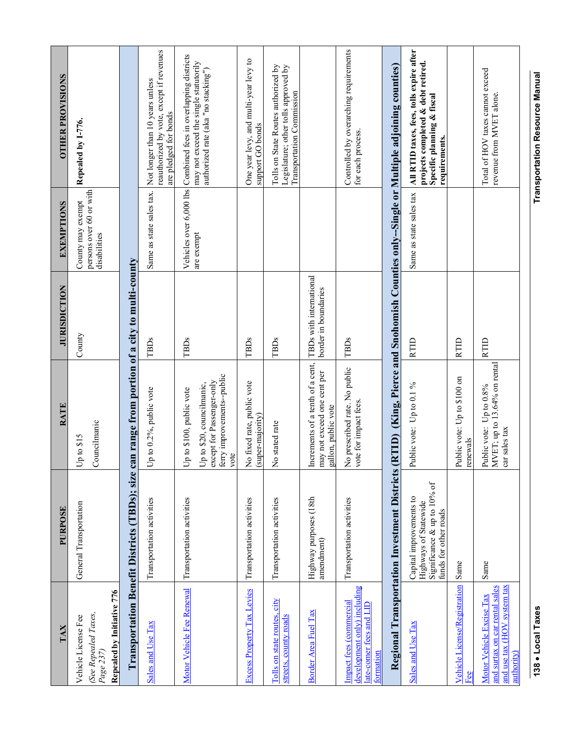| TAX | PURPOSE | RATE | JURISDICTION | EXEMPTIONS | OTHER PROVISIONS |
|---|---|---|---|---|---|
| Vehicle License Fee *(See Repealed Taxes, Page 237)* **Repealed by Initiative 776** | General Transportation | Up to $15 Councilmanic | County | County may exempt persons over 60 or with disabilities | **Repealed by I-776.** |
| **Transportation Benefit Districts (TBDs); size can range from portion of a city to multi-county** | | | | | |
| Sales and Use Tax | Transportation activities | Up to 0.2%, public vote | TBDs | Same as state sales tax. | Not longer than 10 years unless reauthorized by vote, except if revenues are pledged for bonds |
| Motor Vehicle Fee Renewal | Transportation activities | Up to $100, public vote<br>Up to $20, councilmanic, except for Passenger-only ferry improvements--public vote | TBDs | Vehicles over 6,000 lbs are exempt | Combined fees in overlapping districts may not exceed the single statutorily authorized rate (aka "no stacking") |
| Excess Property Tax Levies | Transportation activities | No fixed rate, public vote (super-majority) | TBDs | | One year levy, and multi-year levy to support GO bonds |
| Tolls on state routes, city streets, county roads | Transportation activities | No stated rate | TBDs | | Tolls on State Routes authorized by Legislature; other tolls approved by Transportation Commission |
| Border Area Fuel Tax | Highway purposes (18th amendment) | Increments of a tenth of a cent, may not exceed one cent per gallon, public vote | TBDs with international border in boundaries | | |
| Impact fees (commercial development only) including late-comer fees and LID formation | Transportation activities | No prescribed rate. No public vote for impact fees. | TBDs | | Controlled by overarching requirements for each process. |
| **Regional Transportation Investment Districts (RTID) (King, Pierce and Snohomish Counties only--Single or Multiple adjoining counties)** | | | | | |
| Sales and Use Tax | Capital improvements to Highways of Statewide Significance & up to 10% of funds for other roads | Public vote: Up to 0.1 % | RTID | Same as state sales tax | **All RTID taxes, fees, tolls expire after projects completed & debt retired. Specific planning & fiscal requirements.** |
| Vehicle License/Registration Fee | Same | Public vote: Up to $100 on renewals | RTID | | |
| Motor Vehicle Excise Tax and surtax on car rental sales and use tax (HOV system tax authority) | Same | Public vote: Up to 0.8% MVET; up to 13.64% on rental car sales tax | RTID | | Total of HOV taxes cannot exceed revenue from MVET alone. |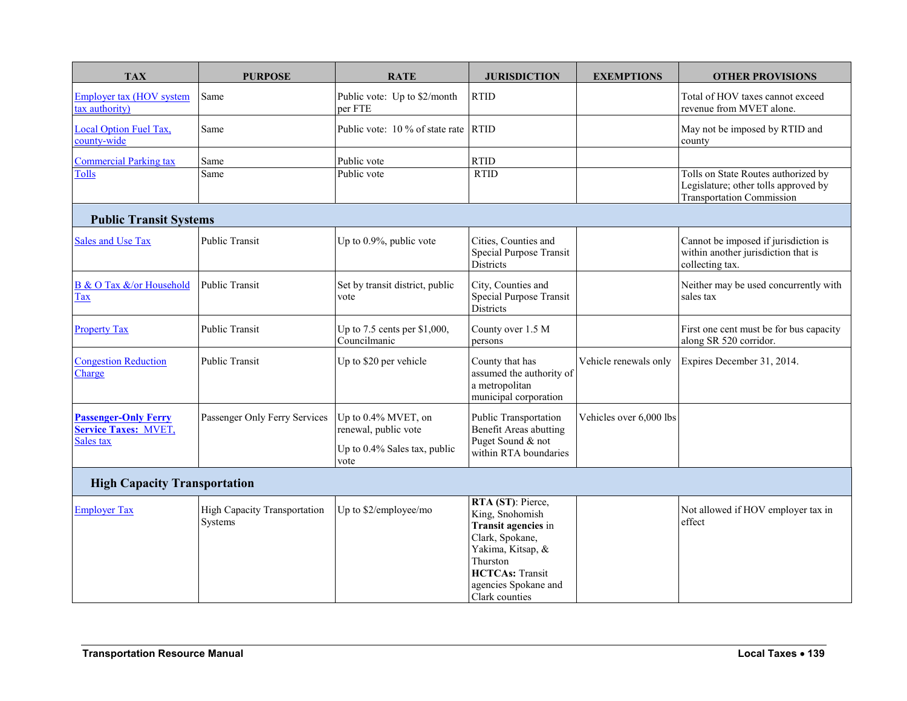| TAX | PURPOSE | RATE | JURISDICTION | EXEMPTIONS | OTHER PROVISIONS |
|---|---|---|---|---|---|
| Employer tax (HOV system tax authority) | Same | Public vote: Up to $2/month per FTE | RTID | | Total of HOV taxes cannot exceed revenue from MVET alone. |
| Local Option Fuel Tax, county-wide | Same | Public vote: 10 % of state rate | RTID | | May not be imposed by RTID and county |
| Commercial Parking tax | Same | Public vote | RTID | | |
| Tolls | Same | Public vote | RTID | | Tolls on State Routes authorized by Legislature; other tolls approved by Transportation Commission |
| **Public Transit Systems** | | | | | |
| Sales and Use Tax | Public Transit | Up to 0.9%, public vote | Cities, Counties and Special Purpose Transit Districts | | Cannot be imposed if jurisdiction is within another jurisdiction that is collecting tax. |
| B & O Tax &/or Household Tax | Public Transit | Set by transit district, public vote | City, Counties and Special Purpose Transit Districts | | Neither may be used concurrently with sales tax |
| Property Tax | Public Transit | Up to 7.5 cents per $1,000, Councilmanic | County over 1.5 M persons | | First one cent must be for bus capacity along SR 520 corridor. |
| Congestion Reduction Charge | Public Transit | Up to $20 per vehicle | County that has assumed the authority of a metropolitan municipal corporation | Vehicle renewals only | Expires December 31, 2014. |
| **Passenger-Only Ferry Service Taxes: MVET,** Sales tax | Passenger Only Ferry Services | Up to 0.4% MVET, on renewal, public vote<br>Up to 0.4% Sales tax, public vote | Public Transportation Benefit Areas abutting Puget Sound & not within RTA boundaries | Vehicles over 6,000 lbs | |
| **High Capacity Transportation** | | | | | |
| Employer Tax | High Capacity Transportation Systems | Up to $2/employee/mo | **RTA (ST)**: Pierce, King, Snohomish<br>**Transit agencies** in Clark, Spokane, Yakima, Kitsap, & Thurston<br>**HCTCAs:** Transit agencies Spokane and Clark counties | | Not allowed if HOV employer tax in effect |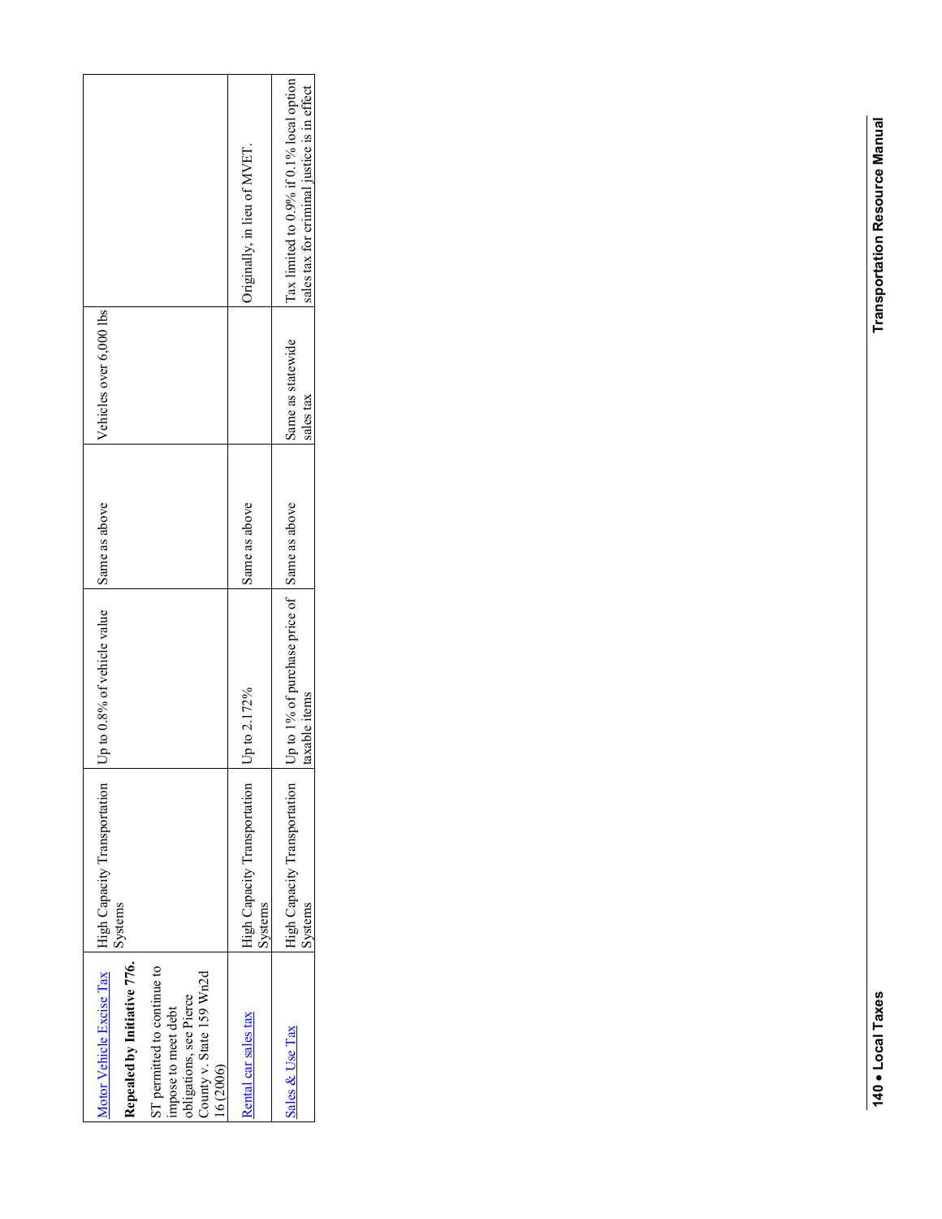| | | | | | |
|---|---|---|---|---|---|
| Motor Vehicle Excise Tax **Repealed by Initiative 776.** ST permitted to continue to impose to meet debt obligations, see Pierce County v. State 159 Wn2d 16 (2006) | High Capacity Transportation Systems | Up to 0.8% of vehicle value | Same as above | Vehicles over 6,000 lbs | |
| Rental car sales tax | High Capacity Transportation Systems | Up to 2.172% | Same as above | | Originally, in lieu of MVET. |
| Sales & Use Tax | High Capacity Transportation Systems | Up to 1% of purchase price of taxable items | Same as above | Same as statewide sales tax | Tax limited to 0.9% if 0.1% local option sales tax for criminal justice is in effect |